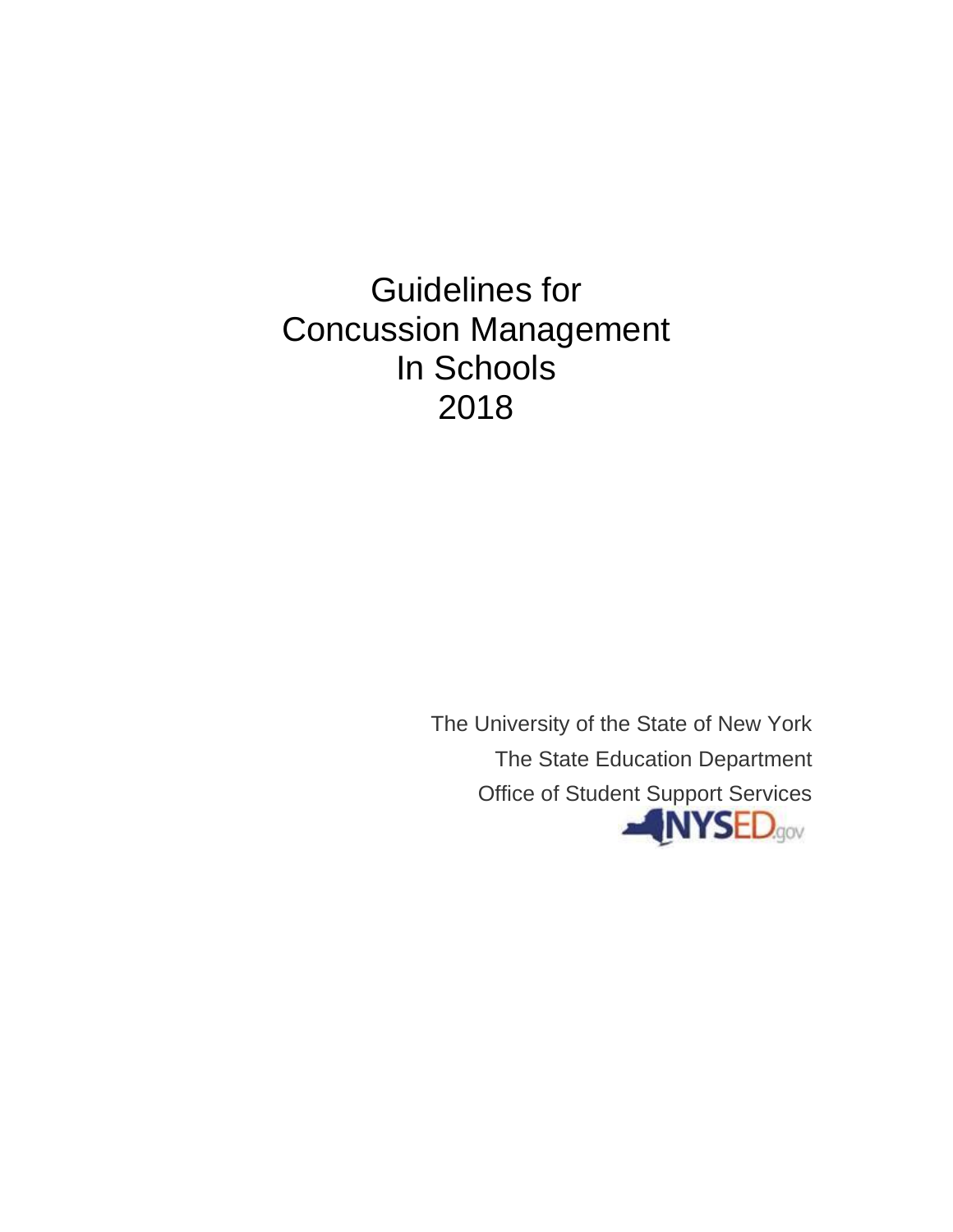# Guidelines for Concussion Management In Schools 2018

The University of the State of New York

The State Education Department

Office of Student Support Services

NYSED.gov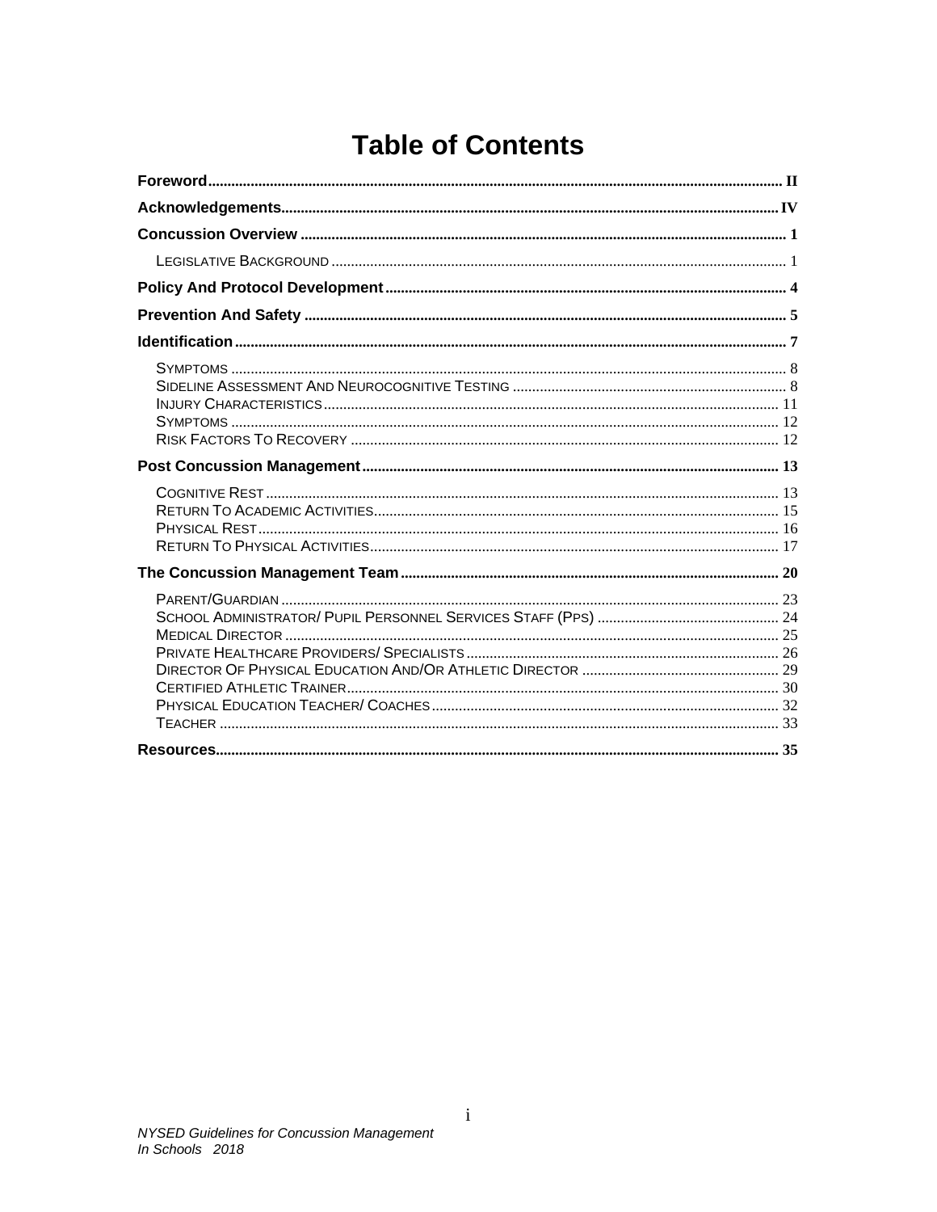# Table of Contents

**Foreword** .......... II

**Acknowledgements** .......... IV

**Concussion Overview** .......... 1

- Legislative Background .......... 1

**Policy And Protocol Development** .......... 4

**Prevention And Safety** .......... 5

**Identification** .......... 7

- Symptoms .......... 8
- Sideline Assessment And Neurocognitive Testing .......... 8
- Injury Characteristics .......... 11
- Symptoms .......... 12
- Risk Factors To Recovery .......... 12

**Post Concussion Management** .......... 13

- Cognitive Rest .......... 13
- Return To Academic Activities .......... 15
- Physical Rest .......... 16
- Return To Physical Activities .......... 17

**The Concussion Management Team** .......... 20

- Parent/Guardian .......... 23
- School Administrator/ Pupil Personnel Services Staff (PPS) .......... 24
- Medical Director .......... 25
- Private Healthcare Providers/ Specialists .......... 26
- Director Of Physical Education And/Or Athletic Director .......... 29
- Certified Athletic Trainer .......... 30
- Physical Education Teacher/ Coaches .......... 32
- Teacher .......... 33

**Resources** .......... 35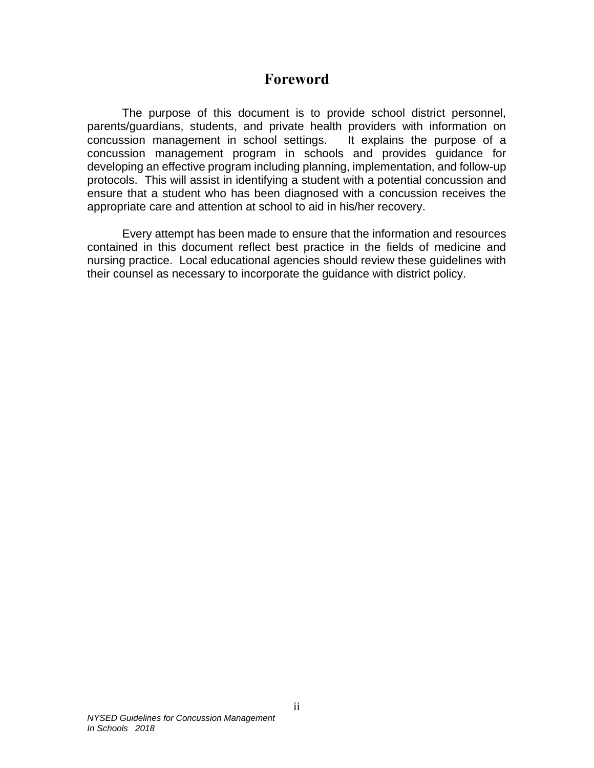# Foreword

The purpose of this document is to provide school district personnel, parents/guardians, students, and private health providers with information on concussion management in school settings. It explains the purpose of a concussion management program in schools and provides guidance for developing an effective program including planning, implementation, and follow-up protocols. This will assist in identifying a student with a potential concussion and ensure that a student who has been diagnosed with a concussion receives the appropriate care and attention at school to aid in his/her recovery.

Every attempt has been made to ensure that the information and resources contained in this document reflect best practice in the fields of medicine and nursing practice. Local educational agencies should review these guidelines with their counsel as necessary to incorporate the guidance with district policy.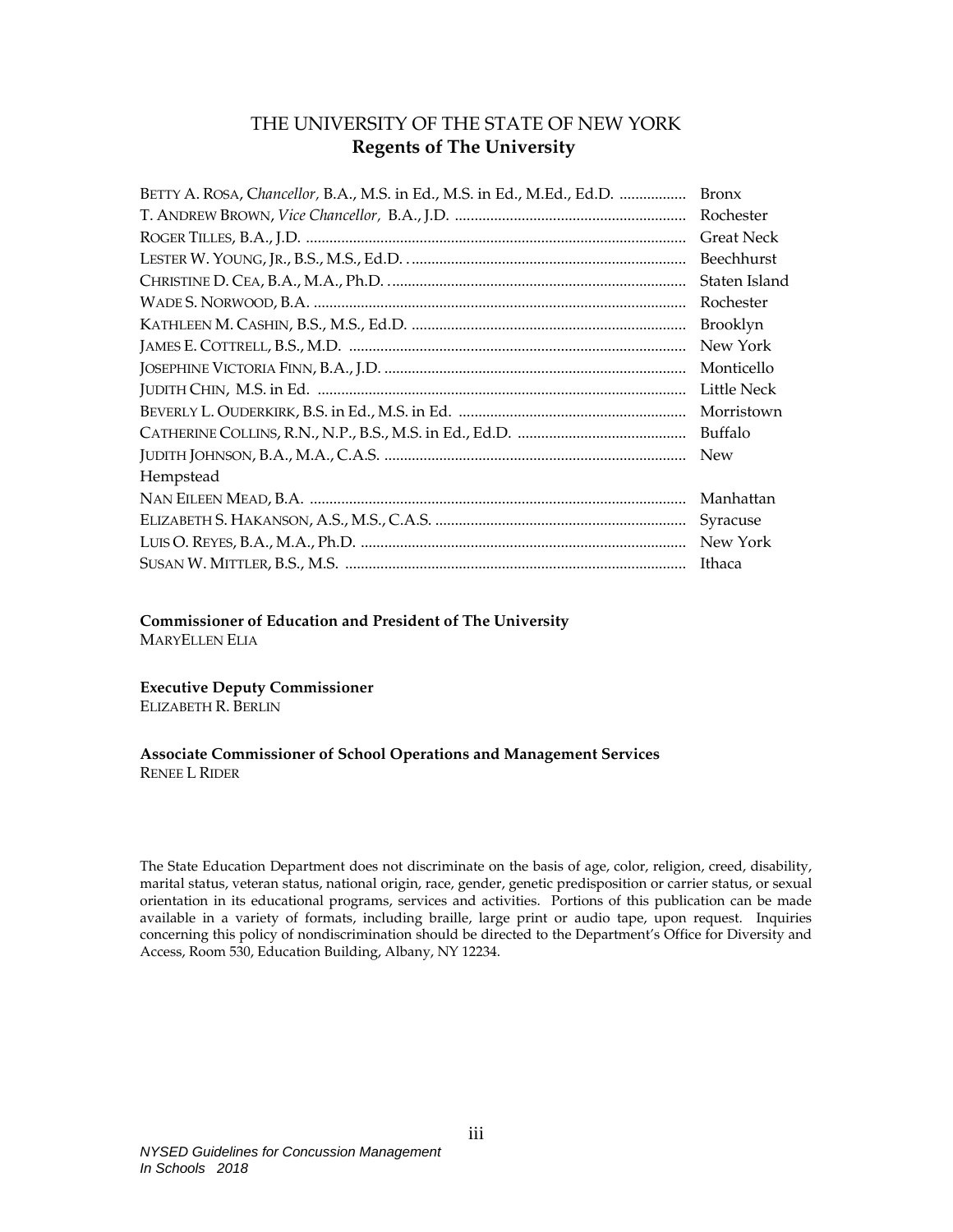# THE UNIVERSITY OF THE STATE OF NEW YORK

## Regents of The University

BETTY A. ROSA, *Chancellor,* B.A., M.S. in Ed., M.S. in Ed., M.Ed., Ed.D. ................. Bronx
T. ANDREW BROWN, *Vice Chancellor,* B.A., J.D. ........................................................... Rochester
ROGER TILLES, B.A., J.D. ................................................................................................ Great Neck
LESTER W. YOUNG, JR., B.S., M.S., Ed.D. . ..................................................................... Beechhurst
CHRISTINE D. CEA, B.A., M.A., Ph.D. . ........................................................................... Staten Island
WADE S. NORWOOD, B.A. .............................................................................................. Rochester
KATHLEEN M. CASHIN, B.S., M.S., Ed.D. ..................................................................... Brooklyn
JAMES E. COTTRELL, B.S., M.D. ..................................................................................... New York
JOSEPHINE VICTORIA FINN, B.A., J.D. ............................................................................ Monticello
JUDITH CHIN, M.S. in Ed. ............................................................................................. Little Neck
BEVERLY L. OUDERKIRK, B.S. in Ed., M.S. in Ed. .......................................................... Morristown
CATHERINE COLLINS, R.N., N.P., B.S., M.S. in Ed., Ed.D. ........................................... Buffalo
JUDITH JOHNSON, B.A., M.A., C.A.S. ............................................................................. New Hempstead
NAN EILEEN MEAD, B.A. ............................................................................................... Manhattan
ELIZABETH S. HAKANSON, A.S., M.S., C.A.S. ................................................................. Syracuse
LUIS O. REYES, B.A., M.A., Ph.D. .................................................................................. New York
SUSAN W. MITTLER, B.S., M.S. ...................................................................................... Ithaca

**Commissioner of Education and President of The University**
MARYELLEN ELIA

**Executive Deputy Commissioner**
ELIZABETH R. BERLIN

**Associate Commissioner of School Operations and Management Services**
RENEE L RIDER

The State Education Department does not discriminate on the basis of age, color, religion, creed, disability, marital status, veteran status, national origin, race, gender, genetic predisposition or carrier status, or sexual orientation in its educational programs, services and activities. Portions of this publication can be made available in a variety of formats, including braille, large print or audio tape, upon request. Inquiries concerning this policy of nondiscrimination should be directed to the Department's Office for Diversity and Access, Room 530, Education Building, Albany, NY 12234.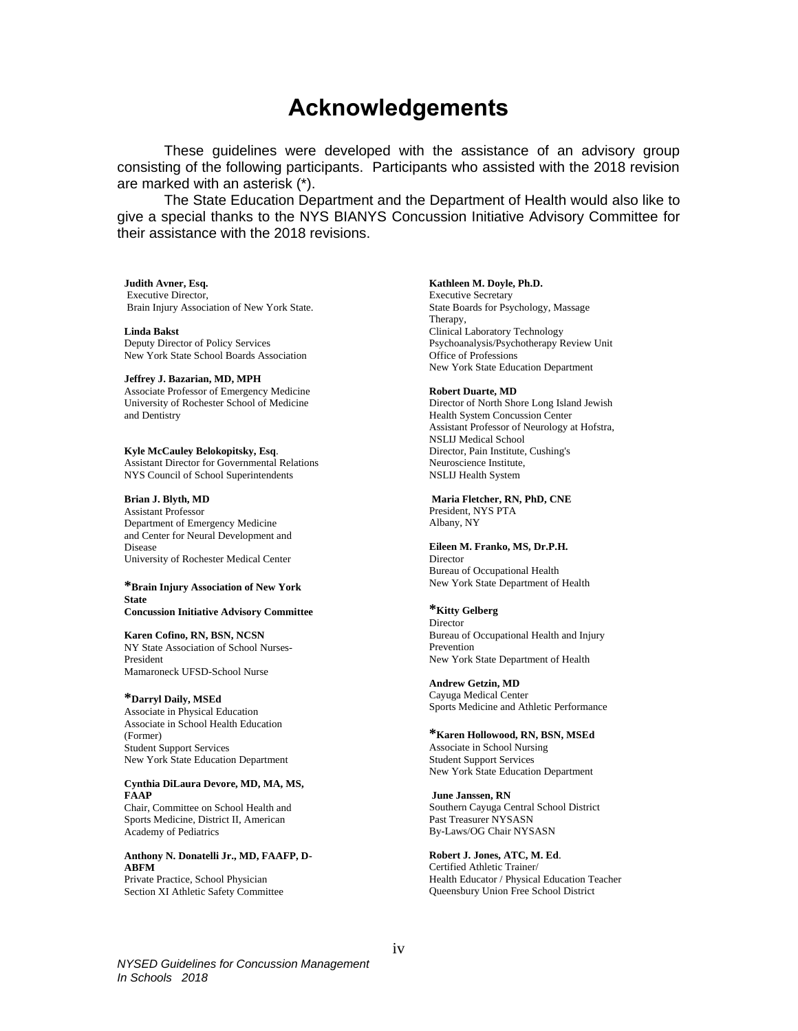# Acknowledgements

These guidelines were developed with the assistance of an advisory group consisting of the following participants. Participants who assisted with the 2018 revision are marked with an asterisk (*).

The State Education Department and the Department of Health would also like to give a special thanks to the NYS BIANYS Concussion Initiative Advisory Committee for their assistance with the 2018 revisions.

**Judith Avner, Esq.**
Executive Director,
Brain Injury Association of New York State.

**Linda Bakst**
Deputy Director of Policy Services
New York State School Boards Association

**Jeffrey J. Bazarian, MD, MPH**
Associate Professor of Emergency Medicine
University of Rochester School of Medicine and Dentistry

**Kyle McCauley Belokopitsky, Esq**.
Assistant Director for Governmental Relations
NYS Council of School Superintendents

**Brian J. Blyth, MD**
Assistant Professor
Department of Emergency Medicine and Center for Neural Development and Disease
University of Rochester Medical Center

**\*Brain Injury Association of New York State Concussion Initiative Advisory Committee**

**Karen Cofino, RN, BSN, NCSN**
NY State Association of School Nurses-President
Mamaroneck UFSD-School Nurse

**\*Darryl Daily, MSEd**
Associate in Physical Education
Associate in School Health Education (Former)
Student Support Services
New York State Education Department

**Cynthia DiLaura Devore, MD, MA, MS, FAAP**
Chair, Committee on School Health and Sports Medicine, District II, American Academy of Pediatrics

**Anthony N. Donatelli Jr., MD, FAAFP, D-ABFM**
Private Practice, School Physician
Section XI Athletic Safety Committee

**Kathleen M. Doyle, Ph.D.**
Executive Secretary
State Boards for Psychology, Massage Therapy,
Clinical Laboratory Technology
Psychoanalysis/Psychotherapy Review Unit
Office of Professions
New York State Education Department

**Robert Duarte, MD**
Director of North Shore Long Island Jewish Health System Concussion Center
Assistant Professor of Neurology at Hofstra, NSLIJ Medical School
Director, Pain Institute, Cushing's Neuroscience Institute,
NSLIJ Health System

**Maria Fletcher, RN, PhD, CNE**
President, NYS PTA
Albany, NY

**Eileen M. Franko, MS, Dr.P.H.**
Director
Bureau of Occupational Health
New York State Department of Health

**\*Kitty Gelberg**
Director
Bureau of Occupational Health and Injury Prevention
New York State Department of Health

**Andrew Getzin, MD**
Cayuga Medical Center
Sports Medicine and Athletic Performance

**\*Karen Hollowood, RN, BSN, MSEd**
Associate in School Nursing
Student Support Services
New York State Education Department

**June Janssen, RN**
Southern Cayuga Central School District
Past Treasurer NYSASN
By-Laws/OG Chair NYSASN

**Robert J. Jones, ATC, M. Ed**.
Certified Athletic Trainer/
Health Educator / Physical Education Teacher
Queensbury Union Free School District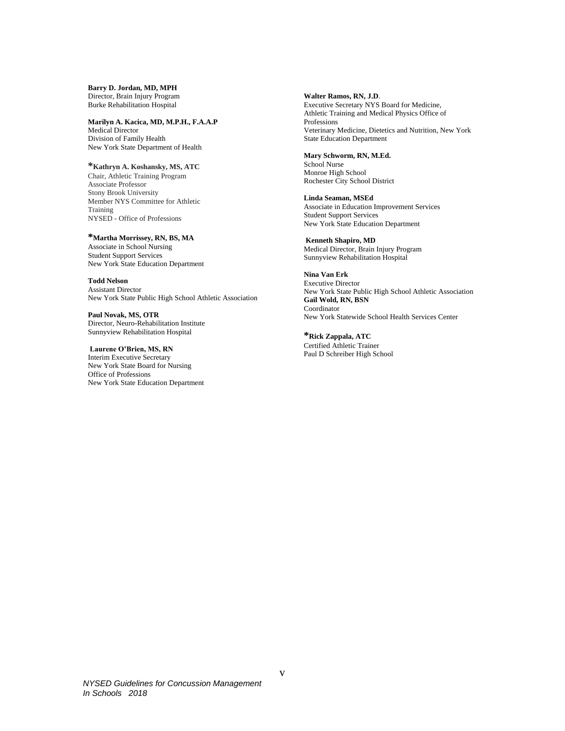**Barry D. Jordan, MD, MPH**
Director, Brain Injury Program
Burke Rehabilitation Hospital

**Marilyn A. Kacica, MD, M.P.H., F.A.A.P**
Medical Director
Division of Family Health
New York State Department of Health

***Kathryn A. Koshansky, MS, ATC**
Chair, Athletic Training Program
Associate Professor
Stony Brook University
Member NYS Committee for Athletic Training
NYSED - Office of Professions

***Martha Morrissey, RN, BS, MA**
Associate in School Nursing
Student Support Services
New York State Education Department

**Todd Nelson**
Assistant Director
New York State Public High School Athletic Association

**Paul Novak, MS, OTR**
Director, Neuro-Rehabilitation Institute
Sunnyview Rehabilitation Hospital

**Laurene O'Brien, MS, RN**
Interim Executive Secretary
New York State Board for Nursing
Office of Professions
New York State Education Department

**Walter Ramos, RN, J.D**.
Executive Secretary NYS Board for Medicine, Athletic Training and Medical Physics Office of Professions
Veterinary Medicine, Dietetics and Nutrition, New York State Education Department

**Mary Schworm, RN, M.Ed.**
School Nurse
Monroe High School
Rochester City School District

**Linda Seaman, MSEd**
Associate in Education Improvement Services
Student Support Services
New York State Education Department

**Kenneth Shapiro, MD**
Medical Director, Brain Injury Program
Sunnyview Rehabilitation Hospital

**Nina Van Erk**
Executive Director
New York State Public High School Athletic Association

**Gail Wold, RN, BSN**
Coordinator
New York Statewide School Health Services Center

***Rick Zappala, ATC**
Certified Athletic Trainer
Paul D Schreiber High School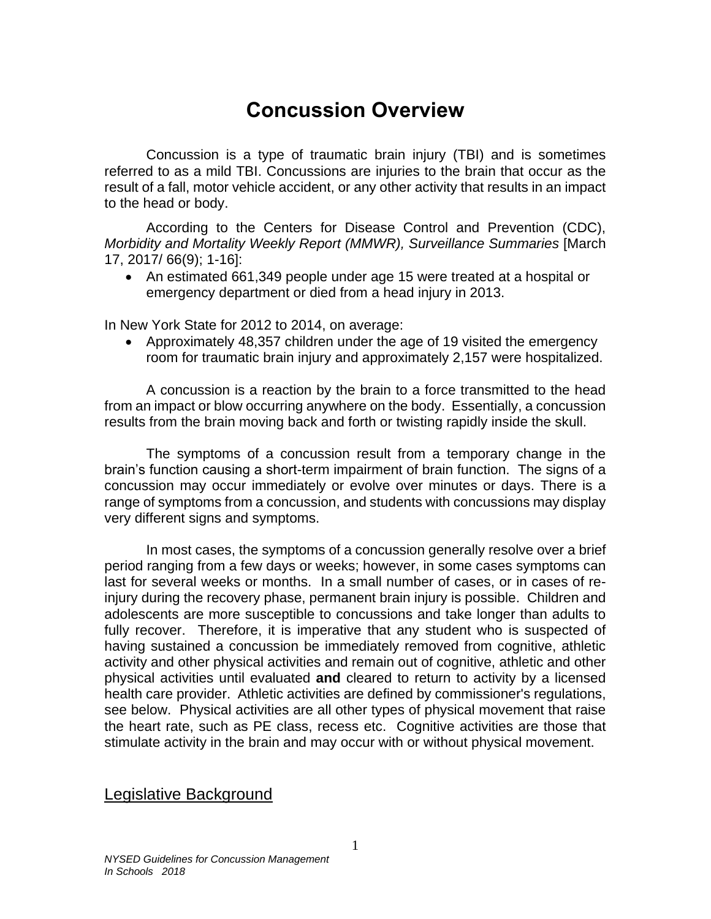# Concussion Overview

Concussion is a type of traumatic brain injury (TBI) and is sometimes referred to as a mild TBI. Concussions are injuries to the brain that occur as the result of a fall, motor vehicle accident, or any other activity that results in an impact to the head or body.

According to the Centers for Disease Control and Prevention (CDC), *Morbidity and Mortality Weekly Report (MMWR), Surveillance Summaries* [March 17, 2017/ 66(9); 1-16]:

- An estimated 661,349 people under age 15 were treated at a hospital or emergency department or died from a head injury in 2013.

In New York State for 2012 to 2014, on average:

- Approximately 48,357 children under the age of 19 visited the emergency room for traumatic brain injury and approximately 2,157 were hospitalized.

A concussion is a reaction by the brain to a force transmitted to the head from an impact or blow occurring anywhere on the body. Essentially, a concussion results from the brain moving back and forth or twisting rapidly inside the skull.

The symptoms of a concussion result from a temporary change in the brain's function causing a short-term impairment of brain function. The signs of a concussion may occur immediately or evolve over minutes or days. There is a range of symptoms from a concussion, and students with concussions may display very different signs and symptoms.

In most cases, the symptoms of a concussion generally resolve over a brief period ranging from a few days or weeks; however, in some cases symptoms can last for several weeks or months. In a small number of cases, or in cases of re-injury during the recovery phase, permanent brain injury is possible. Children and adolescents are more susceptible to concussions and take longer than adults to fully recover. Therefore, it is imperative that any student who is suspected of having sustained a concussion be immediately removed from cognitive, athletic activity and other physical activities and remain out of cognitive, athletic and other physical activities until evaluated **and** cleared to return to activity by a licensed health care provider. Athletic activities are defined by commissioner's regulations, see below. Physical activities are all other types of physical movement that raise the heart rate, such as PE class, recess etc. Cognitive activities are those that stimulate activity in the brain and may occur with or without physical movement.

## Legislative Background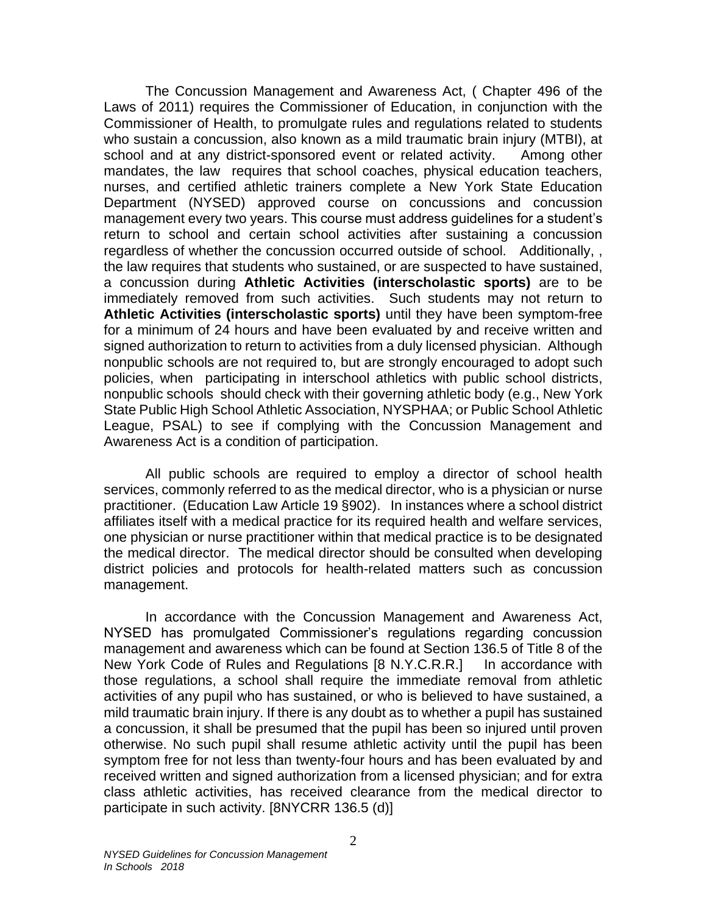The Concussion Management and Awareness Act, ( Chapter 496 of the Laws of 2011) requires the Commissioner of Education, in conjunction with the Commissioner of Health, to promulgate rules and regulations related to students who sustain a concussion, also known as a mild traumatic brain injury (MTBI), at school and at any district-sponsored event or related activity. Among other mandates, the law requires that school coaches, physical education teachers, nurses, and certified athletic trainers complete a New York State Education Department (NYSED) approved course on concussions and concussion management every two years. This course must address guidelines for a student's return to school and certain school activities after sustaining a concussion regardless of whether the concussion occurred outside of school. Additionally, , the law requires that students who sustained, or are suspected to have sustained, a concussion during **Athletic Activities (interscholastic sports)** are to be immediately removed from such activities. Such students may not return to **Athletic Activities (interscholastic sports)** until they have been symptom-free for a minimum of 24 hours and have been evaluated by and receive written and signed authorization to return to activities from a duly licensed physician. Although nonpublic schools are not required to, but are strongly encouraged to adopt such policies, when participating in interschool athletics with public school districts, nonpublic schools should check with their governing athletic body (e.g., New York State Public High School Athletic Association, NYSPHAA; or Public School Athletic League, PSAL) to see if complying with the Concussion Management and Awareness Act is a condition of participation.

All public schools are required to employ a director of school health services, commonly referred to as the medical director, who is a physician or nurse practitioner. (Education Law Article 19 §902). In instances where a school district affiliates itself with a medical practice for its required health and welfare services, one physician or nurse practitioner within that medical practice is to be designated the medical director. The medical director should be consulted when developing district policies and protocols for health-related matters such as concussion management.

In accordance with the Concussion Management and Awareness Act, NYSED has promulgated Commissioner's regulations regarding concussion management and awareness which can be found at Section 136.5 of Title 8 of the New York Code of Rules and Regulations [8 N.Y.C.R.R.] In accordance with those regulations, a school shall require the immediate removal from athletic activities of any pupil who has sustained, or who is believed to have sustained, a mild traumatic brain injury. If there is any doubt as to whether a pupil has sustained a concussion, it shall be presumed that the pupil has been so injured until proven otherwise. No such pupil shall resume athletic activity until the pupil has been symptom free for not less than twenty-four hours and has been evaluated by and received written and signed authorization from a licensed physician; and for extra class athletic activities, has received clearance from the medical director to participate in such activity. [8NYCRR 136.5 (d)]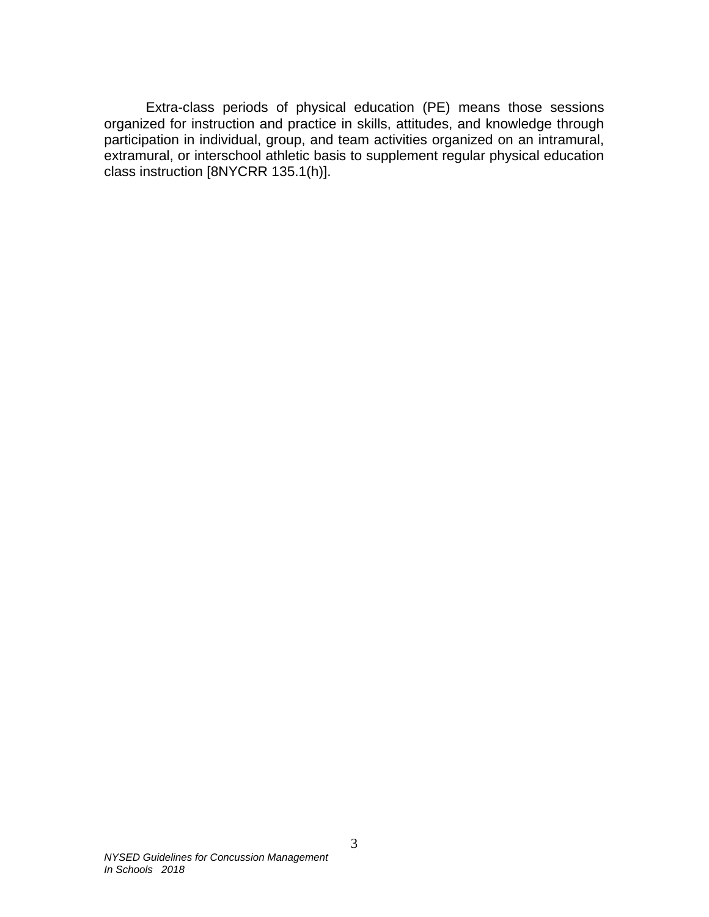Extra-class periods of physical education (PE) means those sessions organized for instruction and practice in skills, attitudes, and knowledge through participation in individual, group, and team activities organized on an intramural, extramural, or interschool athletic basis to supplement regular physical education class instruction [8NYCRR 135.1(h)].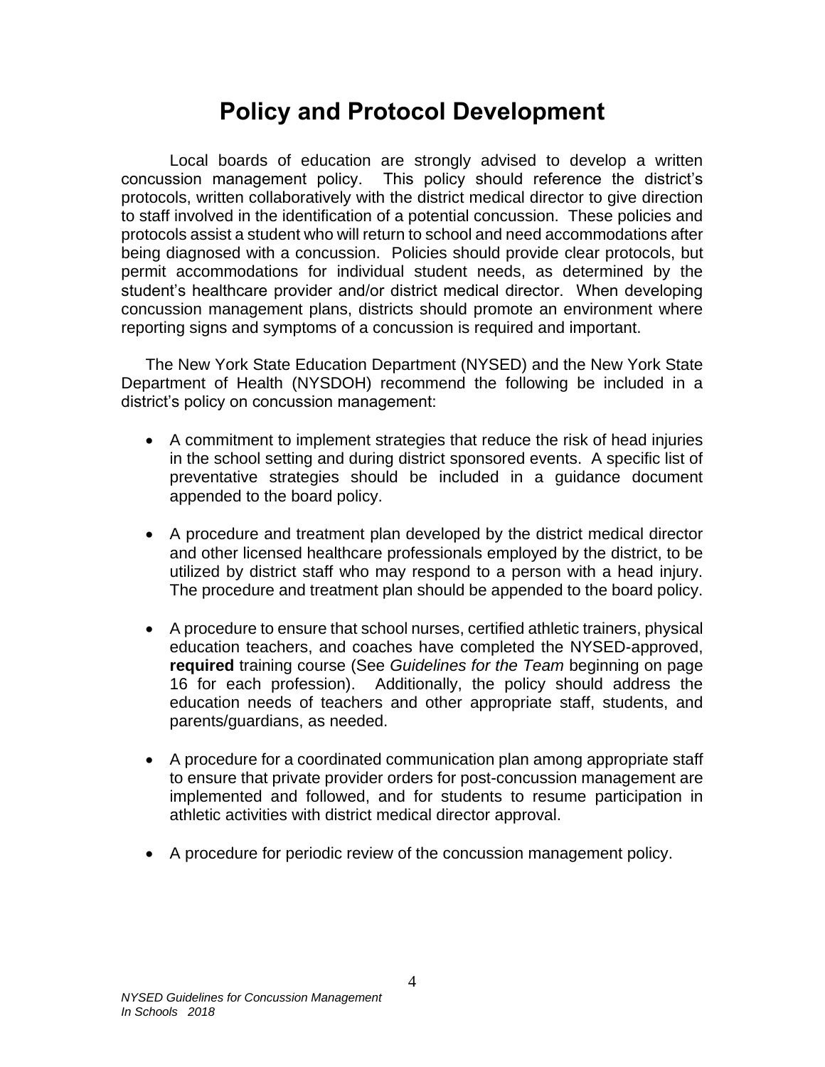# Policy and Protocol Development

Local boards of education are strongly advised to develop a written concussion management policy. This policy should reference the district's protocols, written collaboratively with the district medical director to give direction to staff involved in the identification of a potential concussion. These policies and protocols assist a student who will return to school and need accommodations after being diagnosed with a concussion. Policies should provide clear protocols, but permit accommodations for individual student needs, as determined by the student's healthcare provider and/or district medical director. When developing concussion management plans, districts should promote an environment where reporting signs and symptoms of a concussion is required and important.

The New York State Education Department (NYSED) and the New York State Department of Health (NYSDOH) recommend the following be included in a district's policy on concussion management:

- A commitment to implement strategies that reduce the risk of head injuries in the school setting and during district sponsored events. A specific list of preventative strategies should be included in a guidance document appended to the board policy.
- A procedure and treatment plan developed by the district medical director and other licensed healthcare professionals employed by the district, to be utilized by district staff who may respond to a person with a head injury. The procedure and treatment plan should be appended to the board policy.
- A procedure to ensure that school nurses, certified athletic trainers, physical education teachers, and coaches have completed the NYSED-approved, **required** training course (See *Guidelines for the Team* beginning on page 16 for each profession). Additionally, the policy should address the education needs of teachers and other appropriate staff, students, and parents/guardians, as needed.
- A procedure for a coordinated communication plan among appropriate staff to ensure that private provider orders for post-concussion management are implemented and followed, and for students to resume participation in athletic activities with district medical director approval.
- A procedure for periodic review of the concussion management policy.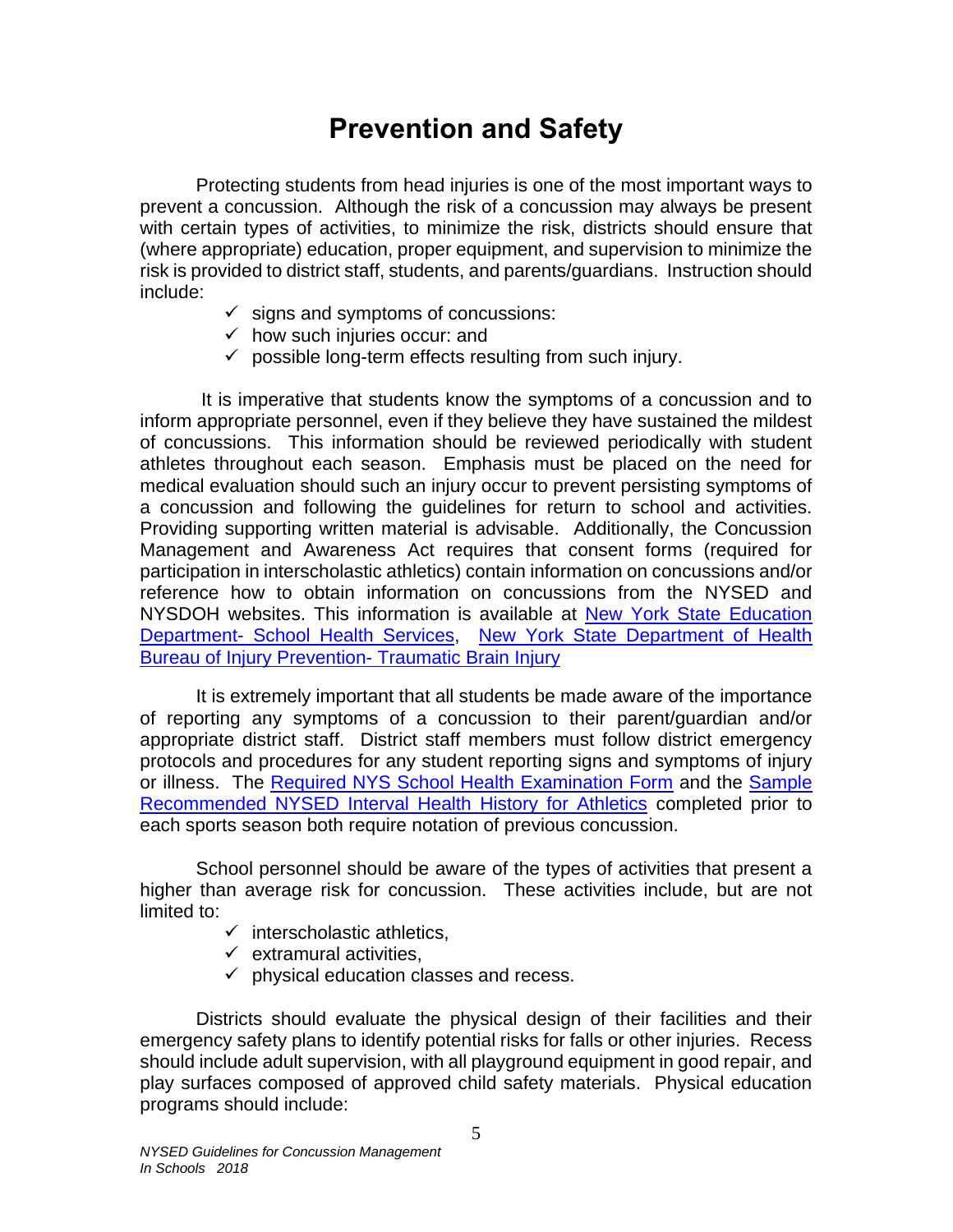# Prevention and Safety

Protecting students from head injuries is one of the most important ways to prevent a concussion. Although the risk of a concussion may always be present with certain types of activities, to minimize the risk, districts should ensure that (where appropriate) education, proper equipment, and supervision to minimize the risk is provided to district staff, students, and parents/guardians. Instruction should include:

- ✓ signs and symptoms of concussions:
- ✓ how such injuries occur: and
- ✓ possible long-term effects resulting from such injury.

It is imperative that students know the symptoms of a concussion and to inform appropriate personnel, even if they believe they have sustained the mildest of concussions. This information should be reviewed periodically with student athletes throughout each season. Emphasis must be placed on the need for medical evaluation should such an injury occur to prevent persisting symptoms of a concussion and following the guidelines for return to school and activities. Providing supporting written material is advisable. Additionally, the Concussion Management and Awareness Act requires that consent forms (required for participation in interscholastic athletics) contain information on concussions and/or reference how to obtain information on concussions from the NYSED and NYSDOH websites. This information is available at New York State Education Department- School Health Services, New York State Department of Health Bureau of Injury Prevention- Traumatic Brain Injury

It is extremely important that all students be made aware of the importance of reporting any symptoms of a concussion to their parent/guardian and/or appropriate district staff. District staff members must follow district emergency protocols and procedures for any student reporting signs and symptoms of injury or illness. The Required NYS School Health Examination Form and the Sample Recommended NYSED Interval Health History for Athletics completed prior to each sports season both require notation of previous concussion.

School personnel should be aware of the types of activities that present a higher than average risk for concussion. These activities include, but are not limited to:

- ✓ interscholastic athletics,
- ✓ extramural activities,
- ✓ physical education classes and recess.

Districts should evaluate the physical design of their facilities and their emergency safety plans to identify potential risks for falls or other injuries. Recess should include adult supervision, with all playground equipment in good repair, and play surfaces composed of approved child safety materials. Physical education programs should include: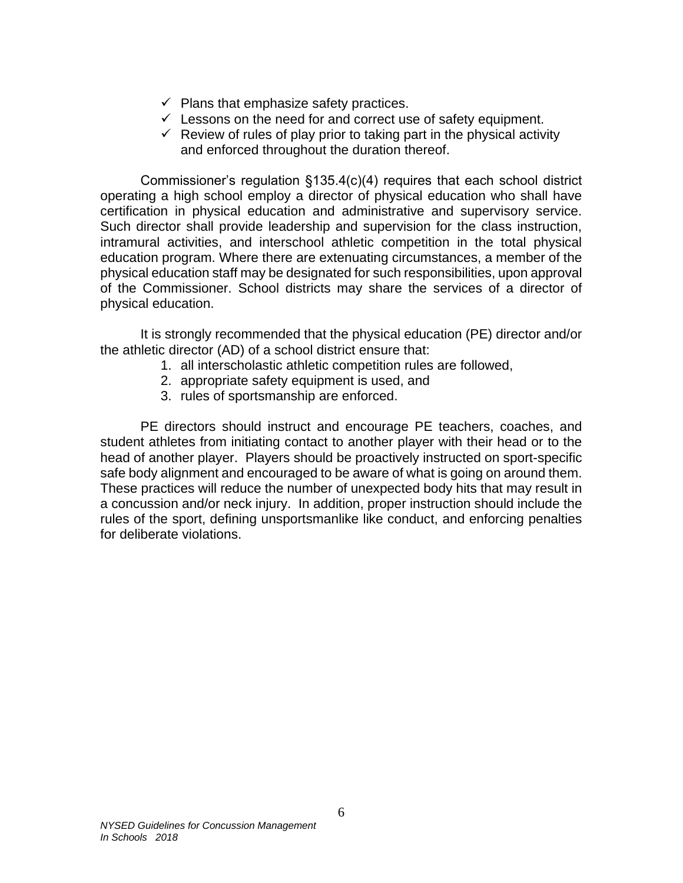- ✓ Plans that emphasize safety practices.
- ✓ Lessons on the need for and correct use of safety equipment.
- ✓ Review of rules of play prior to taking part in the physical activity and enforced throughout the duration thereof.

Commissioner's regulation §135.4(c)(4) requires that each school district operating a high school employ a director of physical education who shall have certification in physical education and administrative and supervisory service. Such director shall provide leadership and supervision for the class instruction, intramural activities, and interschool athletic competition in the total physical education program. Where there are extenuating circumstances, a member of the physical education staff may be designated for such responsibilities, upon approval of the Commissioner. School districts may share the services of a director of physical education.

It is strongly recommended that the physical education (PE) director and/or the athletic director (AD) of a school district ensure that:

1. all interscholastic athletic competition rules are followed,
2. appropriate safety equipment is used, and
3. rules of sportsmanship are enforced.

PE directors should instruct and encourage PE teachers, coaches, and student athletes from initiating contact to another player with their head or to the head of another player. Players should be proactively instructed on sport-specific safe body alignment and encouraged to be aware of what is going on around them. These practices will reduce the number of unexpected body hits that may result in a concussion and/or neck injury. In addition, proper instruction should include the rules of the sport, defining unsportsmanlike like conduct, and enforcing penalties for deliberate violations.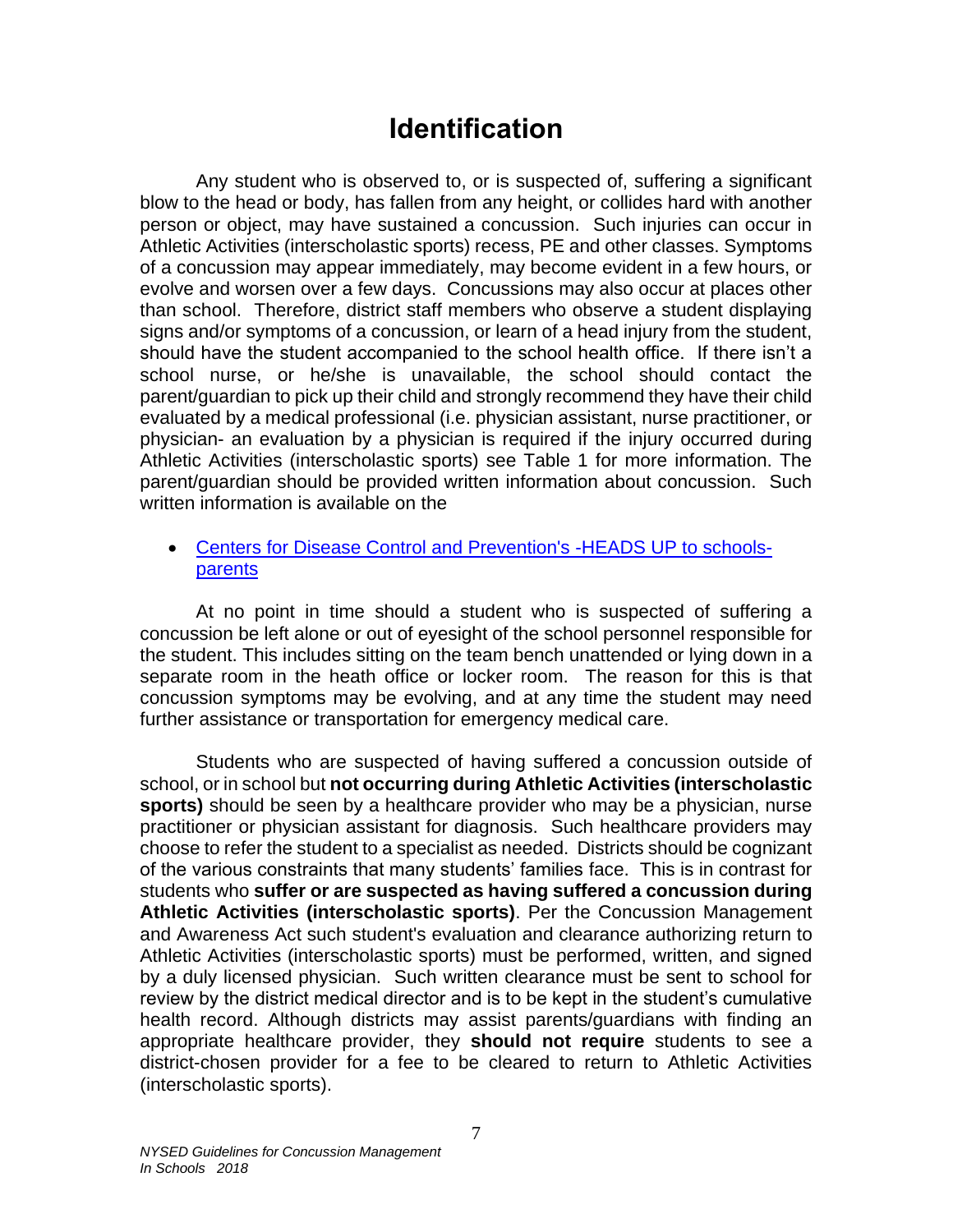# Identification

Any student who is observed to, or is suspected of, suffering a significant blow to the head or body, has fallen from any height, or collides hard with another person or object, may have sustained a concussion. Such injuries can occur in Athletic Activities (interscholastic sports) recess, PE and other classes. Symptoms of a concussion may appear immediately, may become evident in a few hours, or evolve and worsen over a few days. Concussions may also occur at places other than school. Therefore, district staff members who observe a student displaying signs and/or symptoms of a concussion, or learn of a head injury from the student, should have the student accompanied to the school health office. If there isn't a school nurse, or he/she is unavailable, the school should contact the parent/guardian to pick up their child and strongly recommend they have their child evaluated by a medical professional (i.e. physician assistant, nurse practitioner, or physician- an evaluation by a physician is required if the injury occurred during Athletic Activities (interscholastic sports) see Table 1 for more information. The parent/guardian should be provided written information about concussion. Such written information is available on the

- Centers for Disease Control and Prevention's -HEADS UP to schools-parents

At no point in time should a student who is suspected of suffering a concussion be left alone or out of eyesight of the school personnel responsible for the student. This includes sitting on the team bench unattended or lying down in a separate room in the heath office or locker room. The reason for this is that concussion symptoms may be evolving, and at any time the student may need further assistance or transportation for emergency medical care.

Students who are suspected of having suffered a concussion outside of school, or in school but **not occurring during Athletic Activities (interscholastic sports)** should be seen by a healthcare provider who may be a physician, nurse practitioner or physician assistant for diagnosis. Such healthcare providers may choose to refer the student to a specialist as needed. Districts should be cognizant of the various constraints that many students' families face. This is in contrast for students who **suffer or are suspected as having suffered a concussion during Athletic Activities (interscholastic sports)**. Per the Concussion Management and Awareness Act such student's evaluation and clearance authorizing return to Athletic Activities (interscholastic sports) must be performed, written, and signed by a duly licensed physician. Such written clearance must be sent to school for review by the district medical director and is to be kept in the student's cumulative health record. Although districts may assist parents/guardians with finding an appropriate healthcare provider, they **should not require** students to see a district-chosen provider for a fee to be cleared to return to Athletic Activities (interscholastic sports).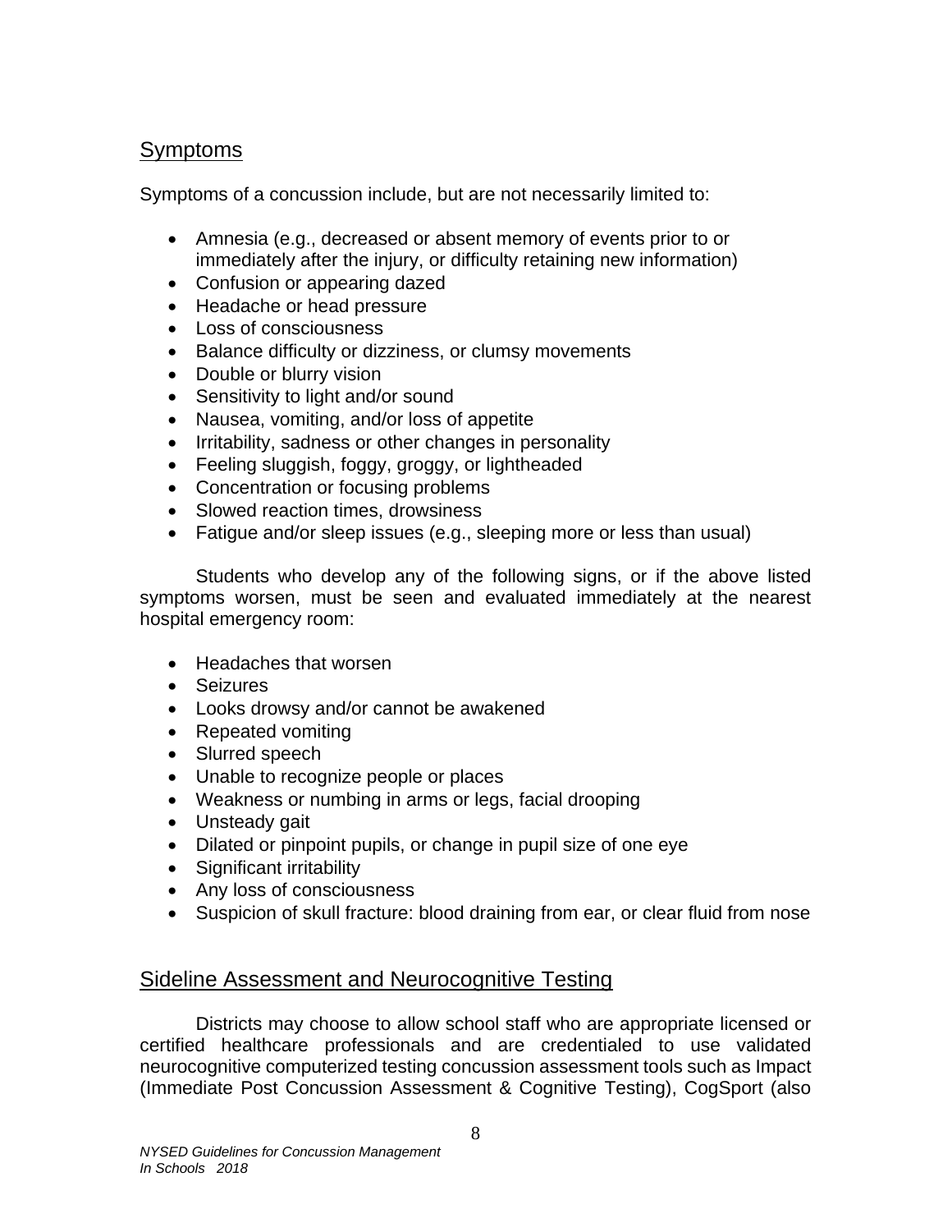## Symptoms

Symptoms of a concussion include, but are not necessarily limited to:

- Amnesia (e.g., decreased or absent memory of events prior to or immediately after the injury, or difficulty retaining new information)
- Confusion or appearing dazed
- Headache or head pressure
- Loss of consciousness
- Balance difficulty or dizziness, or clumsy movements
- Double or blurry vision
- Sensitivity to light and/or sound
- Nausea, vomiting, and/or loss of appetite
- Irritability, sadness or other changes in personality
- Feeling sluggish, foggy, groggy, or lightheaded
- Concentration or focusing problems
- Slowed reaction times, drowsiness
- Fatigue and/or sleep issues (e.g., sleeping more or less than usual)

Students who develop any of the following signs, or if the above listed symptoms worsen, must be seen and evaluated immediately at the nearest hospital emergency room:

- Headaches that worsen
- Seizures
- Looks drowsy and/or cannot be awakened
- Repeated vomiting
- Slurred speech
- Unable to recognize people or places
- Weakness or numbing in arms or legs, facial drooping
- Unsteady gait
- Dilated or pinpoint pupils, or change in pupil size of one eye
- Significant irritability
- Any loss of consciousness
- Suspicion of skull fracture: blood draining from ear, or clear fluid from nose

## Sideline Assessment and Neurocognitive Testing

Districts may choose to allow school staff who are appropriate licensed or certified healthcare professionals and are credentialed to use validated neurocognitive computerized testing concussion assessment tools such as Impact (Immediate Post Concussion Assessment & Cognitive Testing), CogSport (also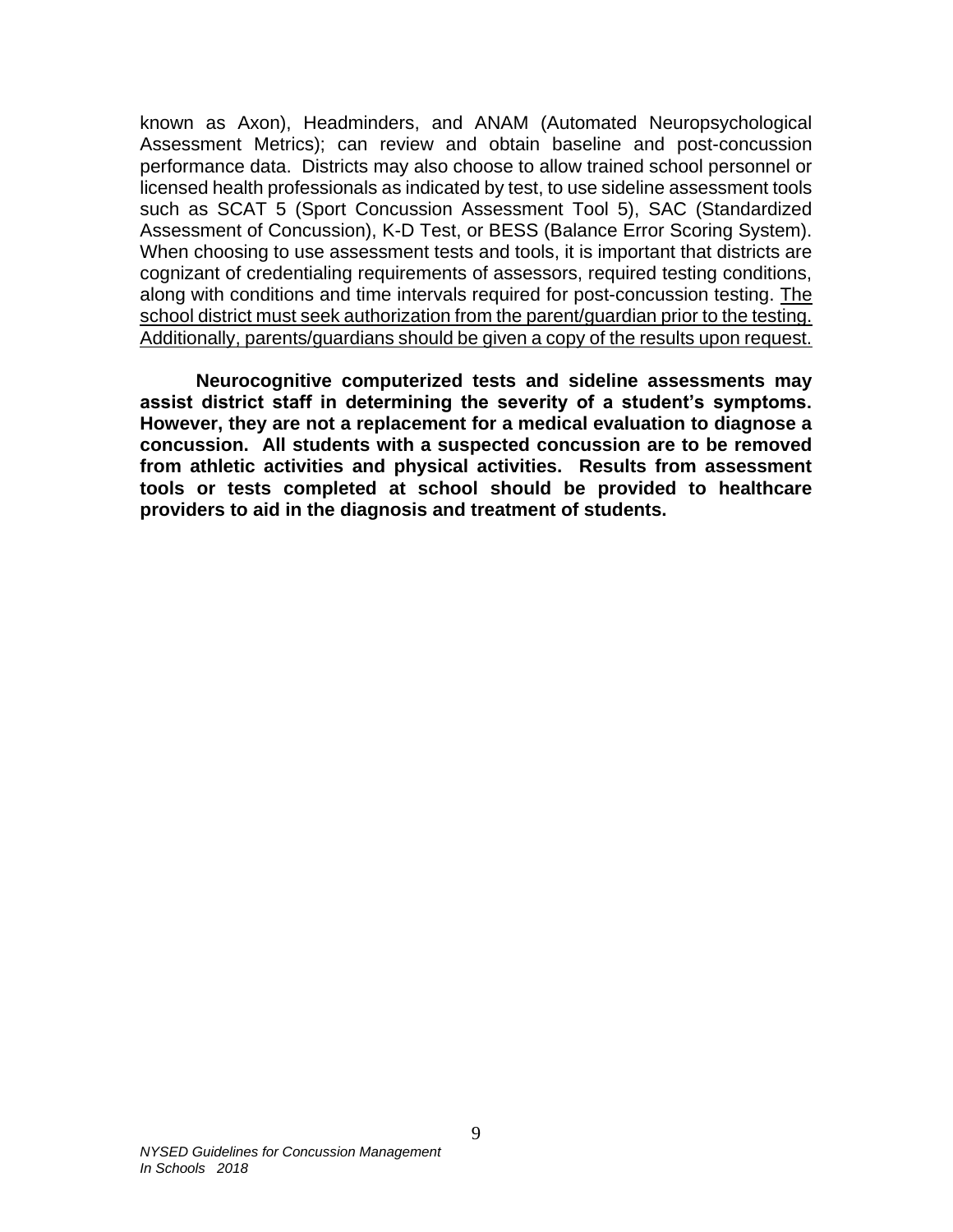known as Axon), Headminders, and ANAM (Automated Neuropsychological Assessment Metrics); can review and obtain baseline and post-concussion performance data. Districts may also choose to allow trained school personnel or licensed health professionals as indicated by test, to use sideline assessment tools such as SCAT 5 (Sport Concussion Assessment Tool 5), SAC (Standardized Assessment of Concussion), K-D Test, or BESS (Balance Error Scoring System). When choosing to use assessment tests and tools, it is important that districts are cognizant of credentialing requirements of assessors, required testing conditions, along with conditions and time intervals required for post-concussion testing. <u>The school district must seek authorization from the parent/guardian prior to the testing. Additionally, parents/guardians should be given a copy of the results upon request.</u>

**Neurocognitive computerized tests and sideline assessments may assist district staff in determining the severity of a student's symptoms. However, they are not a replacement for a medical evaluation to diagnose a concussion. All students with a suspected concussion are to be removed from athletic activities and physical activities. Results from assessment tools or tests completed at school should be provided to healthcare providers to aid in the diagnosis and treatment of students.**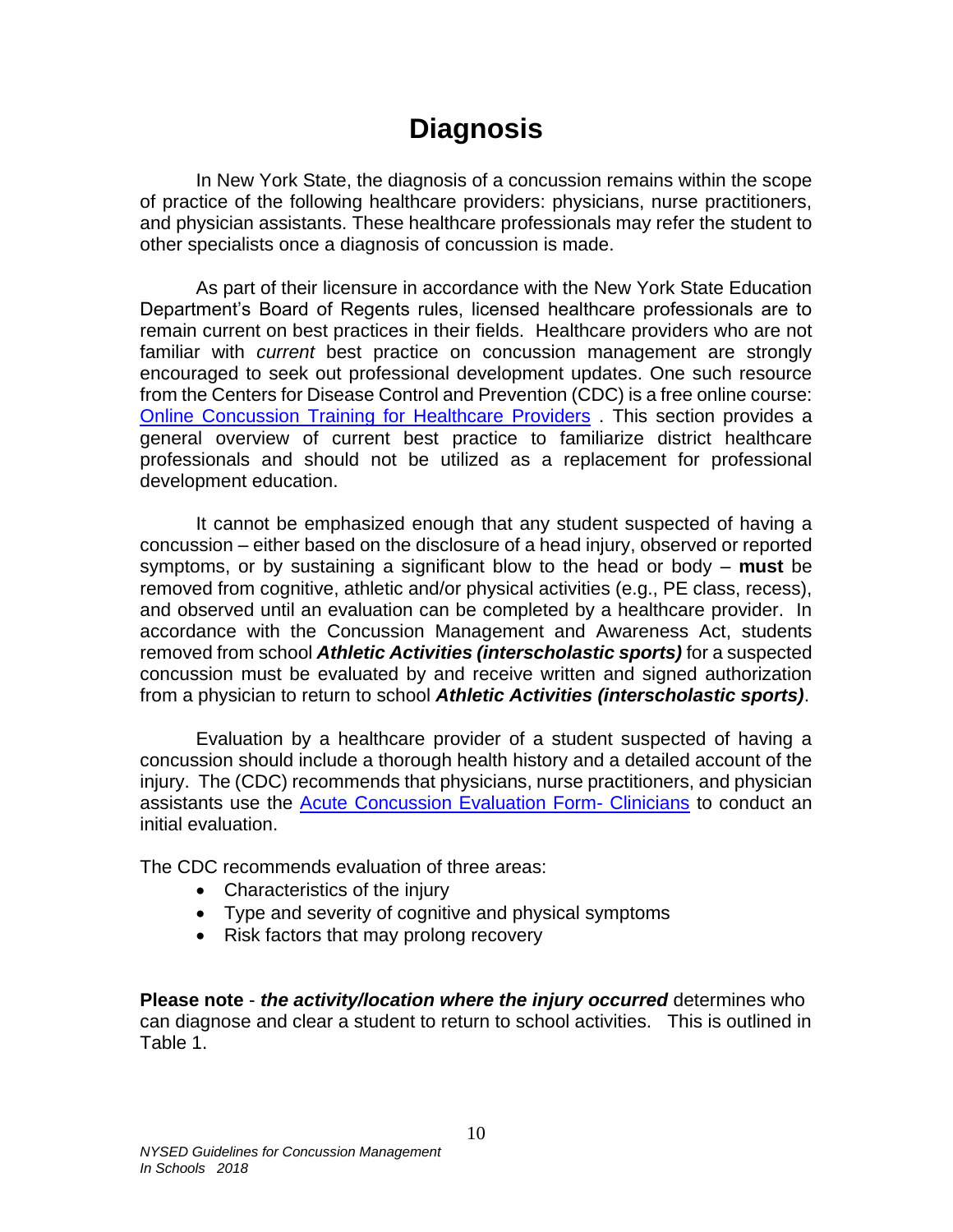# Diagnosis

In New York State, the diagnosis of a concussion remains within the scope of practice of the following healthcare providers: physicians, nurse practitioners, and physician assistants. These healthcare professionals may refer the student to other specialists once a diagnosis of concussion is made.

As part of their licensure in accordance with the New York State Education Department's Board of Regents rules, licensed healthcare professionals are to remain current on best practices in their fields. Healthcare providers who are not familiar with *current* best practice on concussion management are strongly encouraged to seek out professional development updates. One such resource from the Centers for Disease Control and Prevention (CDC) is a free online course: Online Concussion Training for Healthcare Providers . This section provides a general overview of current best practice to familiarize district healthcare professionals and should not be utilized as a replacement for professional development education.

It cannot be emphasized enough that any student suspected of having a concussion – either based on the disclosure of a head injury, observed or reported symptoms, or by sustaining a significant blow to the head or body – **must** be removed from cognitive, athletic and/or physical activities (e.g., PE class, recess), and observed until an evaluation can be completed by a healthcare provider. In accordance with the Concussion Management and Awareness Act, students removed from school ***Athletic Activities (interscholastic sports)*** for a suspected concussion must be evaluated by and receive written and signed authorization from a physician to return to school ***Athletic Activities (interscholastic sports)***.

Evaluation by a healthcare provider of a student suspected of having a concussion should include a thorough health history and a detailed account of the injury. The (CDC) recommends that physicians, nurse practitioners, and physician assistants use the Acute Concussion Evaluation Form- Clinicians to conduct an initial evaluation.

The CDC recommends evaluation of three areas:

- Characteristics of the injury
- Type and severity of cognitive and physical symptoms
- Risk factors that may prolong recovery

**Please note** - ***the activity/location where the injury occurred*** determines who can diagnose and clear a student to return to school activities. This is outlined in Table 1.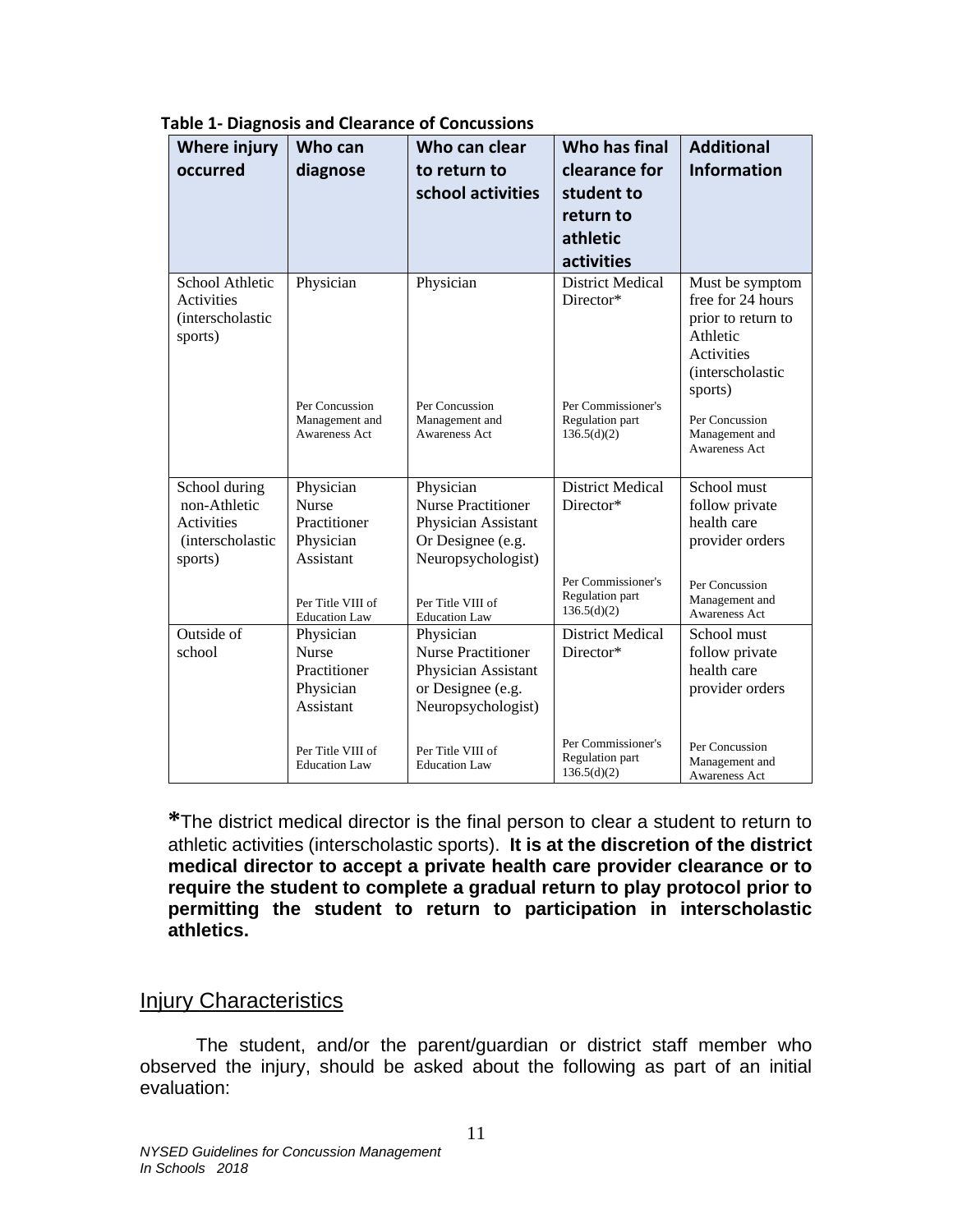**Table 1- Diagnosis and Clearance of Concussions**

| Where injury occurred | Who can diagnose | Who can clear to return to school activities | Who has final clearance for student to return to athletic activities | Additional Information |
|---|---|---|---|---|
| School Athletic Activities (interscholastic sports) | Physician<br><br>Per Concussion Management and Awareness Act | Physician<br><br>Per Concussion Management and Awareness Act | District Medical Director*<br><br>Per Commissioner's Regulation part 136.5(d)(2) | Must be symptom free for 24 hours prior to return to Athletic Activities (interscholastic sports)<br><br>Per Concussion Management and Awareness Act |
| School during non-Athletic Activities (interscholastic sports) | Physician<br>Nurse Practitioner<br>Physician Assistant<br><br>Per Title VIII of Education Law | Physician<br>Nurse Practitioner<br>Physician Assistant<br>Or Designee (e.g. Neuropsychologist)<br><br>Per Title VIII of Education Law | District Medical Director*<br><br>Per Commissioner's Regulation part 136.5(d)(2) | School must follow private health care provider orders<br><br>Per Concussion Management and Awareness Act |
| Outside of school | Physician<br>Nurse Practitioner<br>Physician Assistant<br><br>Per Title VIII of Education Law | Physician<br>Nurse Practitioner<br>Physician Assistant<br>or Designee (e.g. Neuropsychologist)<br><br>Per Title VIII of Education Law | District Medical Director*<br><br>Per Commissioner's Regulation part 136.5(d)(2) | School must follow private health care provider orders<br><br>Per Concussion Management and Awareness Act |

*The district medical director is the final person to clear a student to return to athletic activities (interscholastic sports). **It is at the discretion of the district medical director to accept a private health care provider clearance or to require the student to complete a gradual return to play protocol prior to permitting the student to return to participation in interscholastic athletics.**

## Injury Characteristics

The student, and/or the parent/guardian or district staff member who observed the injury, should be asked about the following as part of an initial evaluation: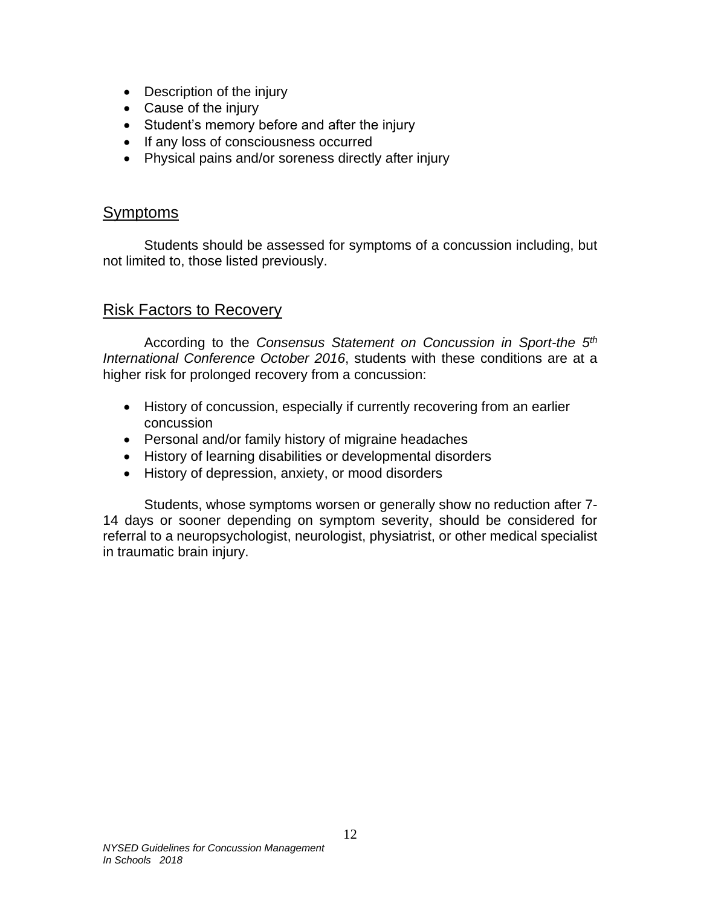- Description of the injury
- Cause of the injury
- Student's memory before and after the injury
- If any loss of consciousness occurred
- Physical pains and/or soreness directly after injury

## Symptoms

Students should be assessed for symptoms of a concussion including, but not limited to, those listed previously.

## Risk Factors to Recovery

According to the *Consensus Statement on Concussion in Sport-the 5th International Conference October 2016*, students with these conditions are at a higher risk for prolonged recovery from a concussion:

- History of concussion, especially if currently recovering from an earlier concussion
- Personal and/or family history of migraine headaches
- History of learning disabilities or developmental disorders
- History of depression, anxiety, or mood disorders

Students, whose symptoms worsen or generally show no reduction after 7-14 days or sooner depending on symptom severity, should be considered for referral to a neuropsychologist, neurologist, physiatrist, or other medical specialist in traumatic brain injury.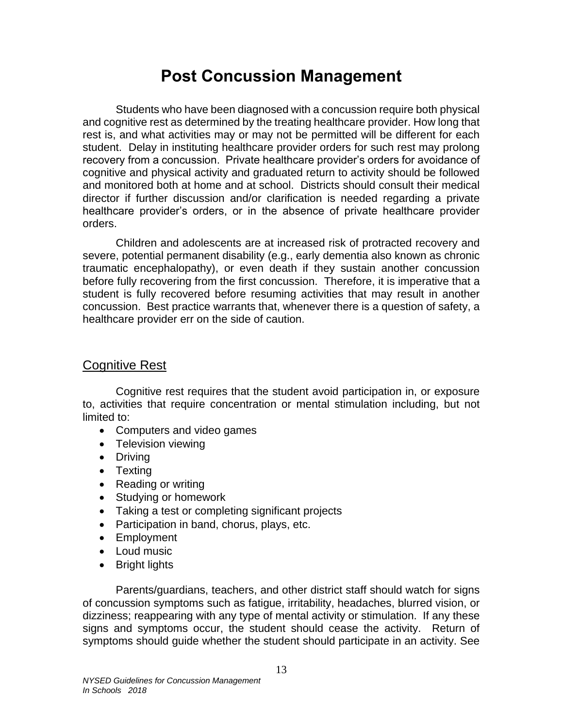# Post Concussion Management

Students who have been diagnosed with a concussion require both physical and cognitive rest as determined by the treating healthcare provider. How long that rest is, and what activities may or may not be permitted will be different for each student. Delay in instituting healthcare provider orders for such rest may prolong recovery from a concussion. Private healthcare provider's orders for avoidance of cognitive and physical activity and graduated return to activity should be followed and monitored both at home and at school. Districts should consult their medical director if further discussion and/or clarification is needed regarding a private healthcare provider's orders, or in the absence of private healthcare provider orders.

Children and adolescents are at increased risk of protracted recovery and severe, potential permanent disability (e.g., early dementia also known as chronic traumatic encephalopathy), or even death if they sustain another concussion before fully recovering from the first concussion. Therefore, it is imperative that a student is fully recovered before resuming activities that may result in another concussion. Best practice warrants that, whenever there is a question of safety, a healthcare provider err on the side of caution.

## Cognitive Rest

Cognitive rest requires that the student avoid participation in, or exposure to, activities that require concentration or mental stimulation including, but not limited to:

- Computers and video games
- Television viewing
- Driving
- Texting
- Reading or writing
- Studying or homework
- Taking a test or completing significant projects
- Participation in band, chorus, plays, etc.
- Employment
- Loud music
- Bright lights

Parents/guardians, teachers, and other district staff should watch for signs of concussion symptoms such as fatigue, irritability, headaches, blurred vision, or dizziness; reappearing with any type of mental activity or stimulation. If any these signs and symptoms occur, the student should cease the activity. Return of symptoms should guide whether the student should participate in an activity. See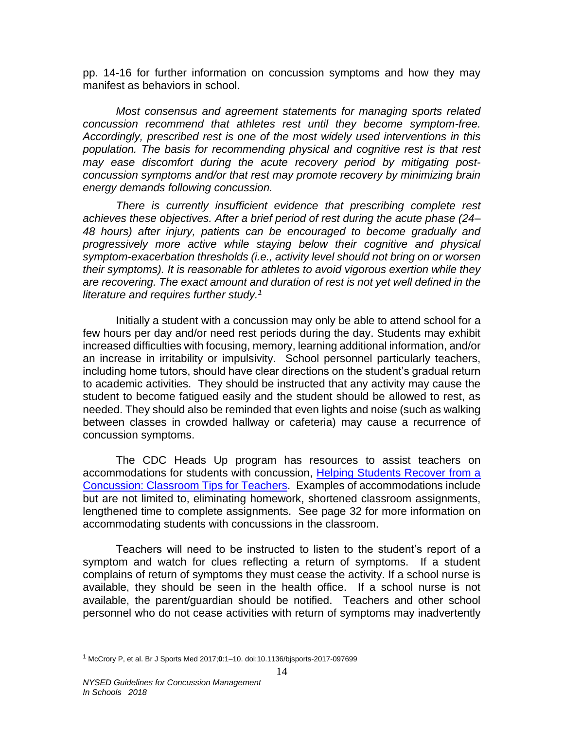pp. 14-16 for further information on concussion symptoms and how they may manifest as behaviors in school.

*Most consensus and agreement statements for managing sports related concussion recommend that athletes rest until they become symptom-free. Accordingly, prescribed rest is one of the most widely used interventions in this population. The basis for recommending physical and cognitive rest is that rest may ease discomfort during the acute recovery period by mitigating post-concussion symptoms and/or that rest may promote recovery by minimizing brain energy demands following concussion.*

*There is currently insufficient evidence that prescribing complete rest achieves these objectives. After a brief period of rest during the acute phase (24–48 hours) after injury, patients can be encouraged to become gradually and progressively more active while staying below their cognitive and physical symptom-exacerbation thresholds (i.e., activity level should not bring on or worsen their symptoms). It is reasonable for athletes to avoid vigorous exertion while they are recovering. The exact amount and duration of rest is not yet well defined in the literature and requires further study.*[1]

Initially a student with a concussion may only be able to attend school for a few hours per day and/or need rest periods during the day. Students may exhibit increased difficulties with focusing, memory, learning additional information, and/or an increase in irritability or impulsivity. School personnel particularly teachers, including home tutors, should have clear directions on the student's gradual return to academic activities. They should be instructed that any activity may cause the student to become fatigued easily and the student should be allowed to rest, as needed. They should also be reminded that even lights and noise (such as walking between classes in crowded hallway or cafeteria) may cause a recurrence of concussion symptoms.

The CDC Heads Up program has resources to assist teachers on accommodations for students with concussion, Helping Students Recover from a Concussion: Classroom Tips for Teachers. Examples of accommodations include but are not limited to, eliminating homework, shortened classroom assignments, lengthened time to complete assignments. See page 32 for more information on accommodating students with concussions in the classroom.

Teachers will need to be instructed to listen to the student's report of a symptom and watch for clues reflecting a return of symptoms. If a student complains of return of symptoms they must cease the activity. If a school nurse is available, they should be seen in the health office. If a school nurse is not available, the parent/guardian should be notified. Teachers and other school personnel who do not cease activities with return of symptoms may inadvertently

[1] McCrory P, et al. Br J Sports Med 2017;**0**:1–10. doi:10.1136/bjsports-2017-097699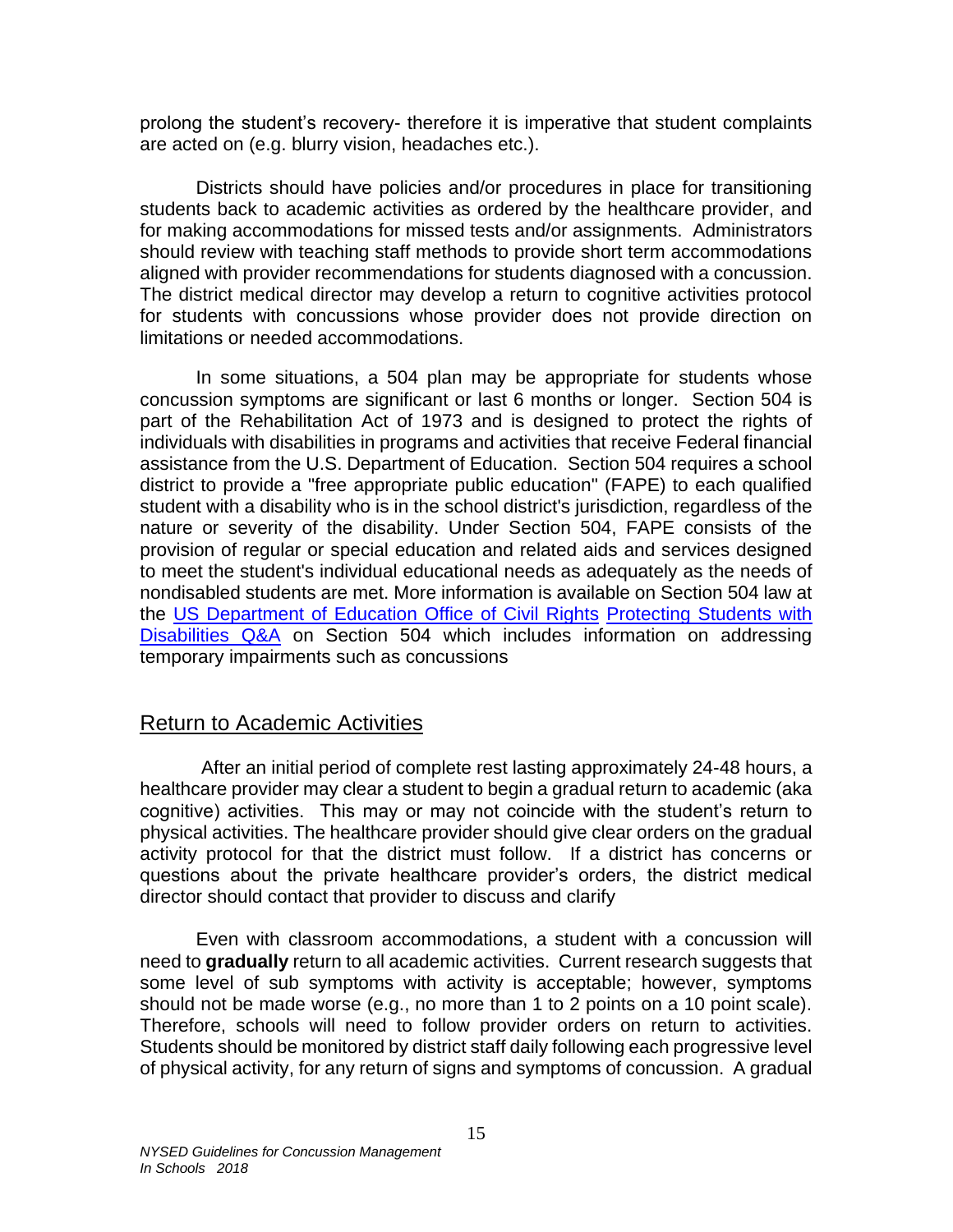prolong the student's recovery- therefore it is imperative that student complaints are acted on (e.g. blurry vision, headaches etc.).

Districts should have policies and/or procedures in place for transitioning students back to academic activities as ordered by the healthcare provider, and for making accommodations for missed tests and/or assignments. Administrators should review with teaching staff methods to provide short term accommodations aligned with provider recommendations for students diagnosed with a concussion. The district medical director may develop a return to cognitive activities protocol for students with concussions whose provider does not provide direction on limitations or needed accommodations.

In some situations, a 504 plan may be appropriate for students whose concussion symptoms are significant or last 6 months or longer. Section 504 is part of the Rehabilitation Act of 1973 and is designed to protect the rights of individuals with disabilities in programs and activities that receive Federal financial assistance from the U.S. Department of Education. Section 504 requires a school district to provide a "free appropriate public education" (FAPE) to each qualified student with a disability who is in the school district's jurisdiction, regardless of the nature or severity of the disability. Under Section 504, FAPE consists of the provision of regular or special education and related aids and services designed to meet the student's individual educational needs as adequately as the needs of nondisabled students are met. More information is available on Section 504 law at the US Department of Education Office of Civil Rights Protecting Students with Disabilities Q&A on Section 504 which includes information on addressing temporary impairments such as concussions

## Return to Academic Activities

After an initial period of complete rest lasting approximately 24-48 hours, a healthcare provider may clear a student to begin a gradual return to academic (aka cognitive) activities. This may or may not coincide with the student's return to physical activities. The healthcare provider should give clear orders on the gradual activity protocol for that the district must follow. If a district has concerns or questions about the private healthcare provider's orders, the district medical director should contact that provider to discuss and clarify

Even with classroom accommodations, a student with a concussion will need to **gradually** return to all academic activities. Current research suggests that some level of sub symptoms with activity is acceptable; however, symptoms should not be made worse (e.g., no more than 1 to 2 points on a 10 point scale). Therefore, schools will need to follow provider orders on return to activities. Students should be monitored by district staff daily following each progressive level of physical activity, for any return of signs and symptoms of concussion. A gradual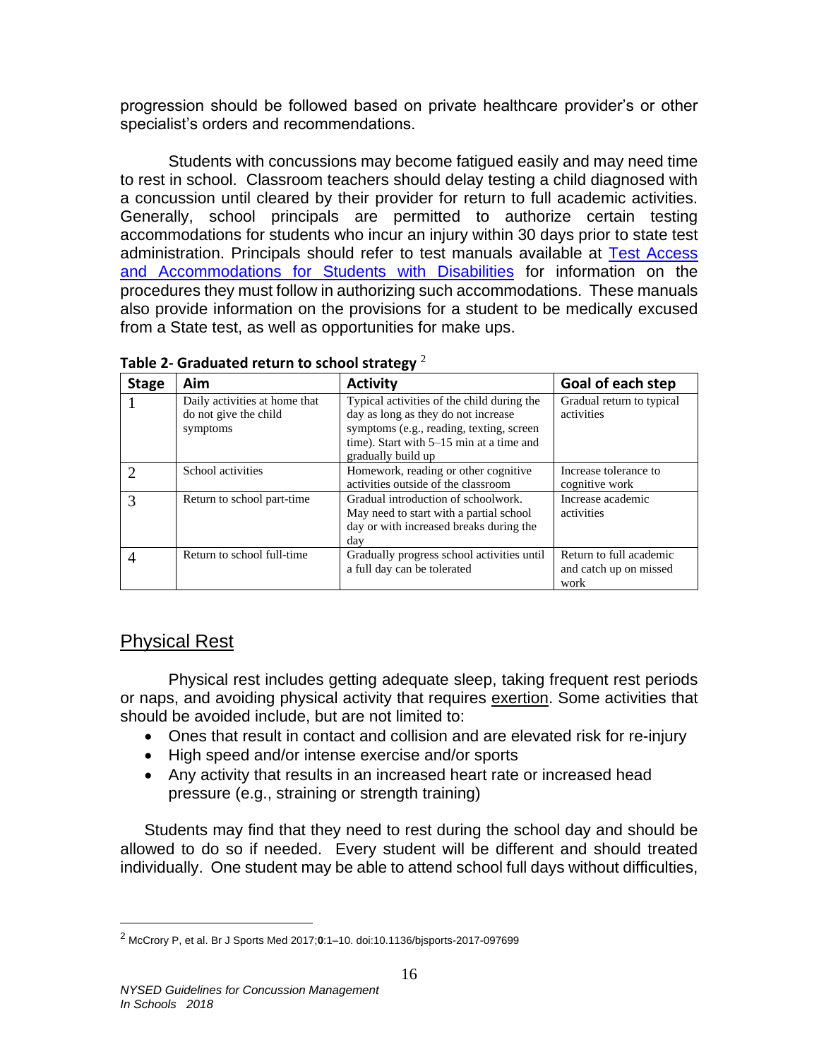progression should be followed based on private healthcare provider's or other specialist's orders and recommendations.

Students with concussions may become fatigued easily and may need time to rest in school. Classroom teachers should delay testing a child diagnosed with a concussion until cleared by their provider for return to full academic activities. Generally, school principals are permitted to authorize certain testing accommodations for students who incur an injury within 30 days prior to state test administration. Principals should refer to test manuals available at [Test Access and Accommodations for Students with Disabilities]() for information on the procedures they must follow in authorizing such accommodations. These manuals also provide information on the provisions for a student to be medically excused from a State test, as well as opportunities for make ups.

**Table 2- Graduated return to school strategy** [2]

| Stage | Aim | Activity | Goal of each step |
|---|---|---|---|
| 1 | Daily activities at home that do not give the child symptoms | Typical activities of the child during the day as long as they do not increase symptoms (e.g., reading, texting, screen time). Start with 5–15 min at a time and gradually build up | Gradual return to typical activities |
| 2 | School activities | Homework, reading or other cognitive activities outside of the classroom | Increase tolerance to cognitive work |
| 3 | Return to school part-time | Gradual introduction of schoolwork. May need to start with a partial school day or with increased breaks during the day | Increase academic activities |
| 4 | Return to school full-time | Gradually progress school activities until a full day can be tolerated | Return to full academic and catch up on missed work |

## Physical Rest

Physical rest includes getting adequate sleep, taking frequent rest periods or naps, and avoiding physical activity that requires exertion. Some activities that should be avoided include, but are not limited to:

- Ones that result in contact and collision and are elevated risk for re-injury
- High speed and/or intense exercise and/or sports
- Any activity that results in an increased heart rate or increased head pressure (e.g., straining or strength training)

Students may find that they need to rest during the school day and should be allowed to do so if needed. Every student will be different and should treated individually. One student may be able to attend school full days without difficulties,

[2] McCrory P, et al. Br J Sports Med 2017;**0**:1–10. doi:10.1136/bjsports-2017-097699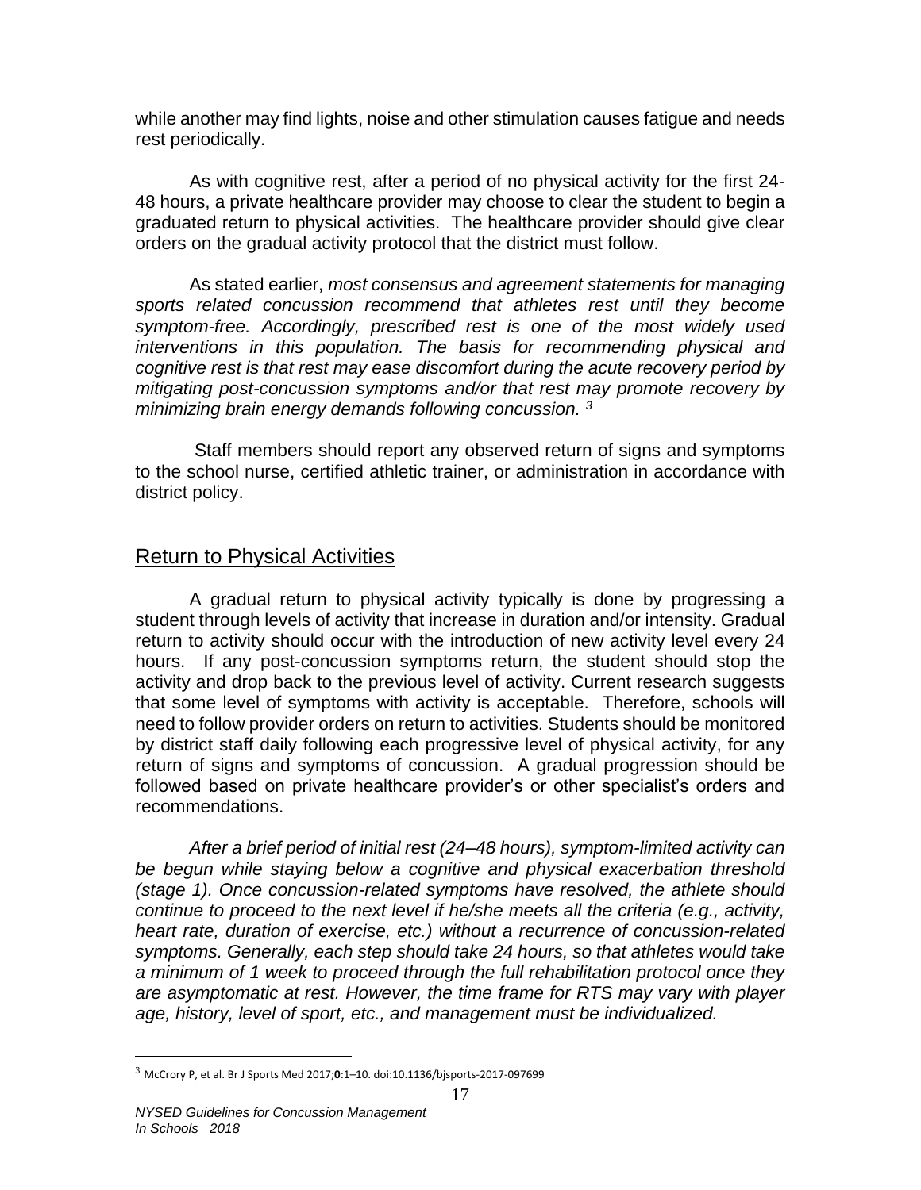while another may find lights, noise and other stimulation causes fatigue and needs rest periodically.

As with cognitive rest, after a period of no physical activity for the first 24-48 hours, a private healthcare provider may choose to clear the student to begin a graduated return to physical activities. The healthcare provider should give clear orders on the gradual activity protocol that the district must follow.

As stated earlier, *most consensus and agreement statements for managing sports related concussion recommend that athletes rest until they become symptom-free. Accordingly, prescribed rest is one of the most widely used interventions in this population. The basis for recommending physical and cognitive rest is that rest may ease discomfort during the acute recovery period by mitigating post-concussion symptoms and/or that rest may promote recovery by minimizing brain energy demands following concussion.* [3]

Staff members should report any observed return of signs and symptoms to the school nurse, certified athletic trainer, or administration in accordance with district policy.

## Return to Physical Activities

A gradual return to physical activity typically is done by progressing a student through levels of activity that increase in duration and/or intensity. Gradual return to activity should occur with the introduction of new activity level every 24 hours. If any post-concussion symptoms return, the student should stop the activity and drop back to the previous level of activity. Current research suggests that some level of symptoms with activity is acceptable. Therefore, schools will need to follow provider orders on return to activities. Students should be monitored by district staff daily following each progressive level of physical activity, for any return of signs and symptoms of concussion. A gradual progression should be followed based on private healthcare provider's or other specialist's orders and recommendations.

*After a brief period of initial rest (24–48 hours), symptom-limited activity can be begun while staying below a cognitive and physical exacerbation threshold (stage 1). Once concussion-related symptoms have resolved, the athlete should continue to proceed to the next level if he/she meets all the criteria (e.g., activity, heart rate, duration of exercise, etc.) without a recurrence of concussion-related symptoms. Generally, each step should take 24 hours, so that athletes would take a minimum of 1 week to proceed through the full rehabilitation protocol once they are asymptomatic at rest. However, the time frame for RTS may vary with player age, history, level of sport, etc., and management must be individualized.*

---

[3] McCrory P, et al. Br J Sports Med 2017;**0**:1–10. doi:10.1136/bjsports-2017-097699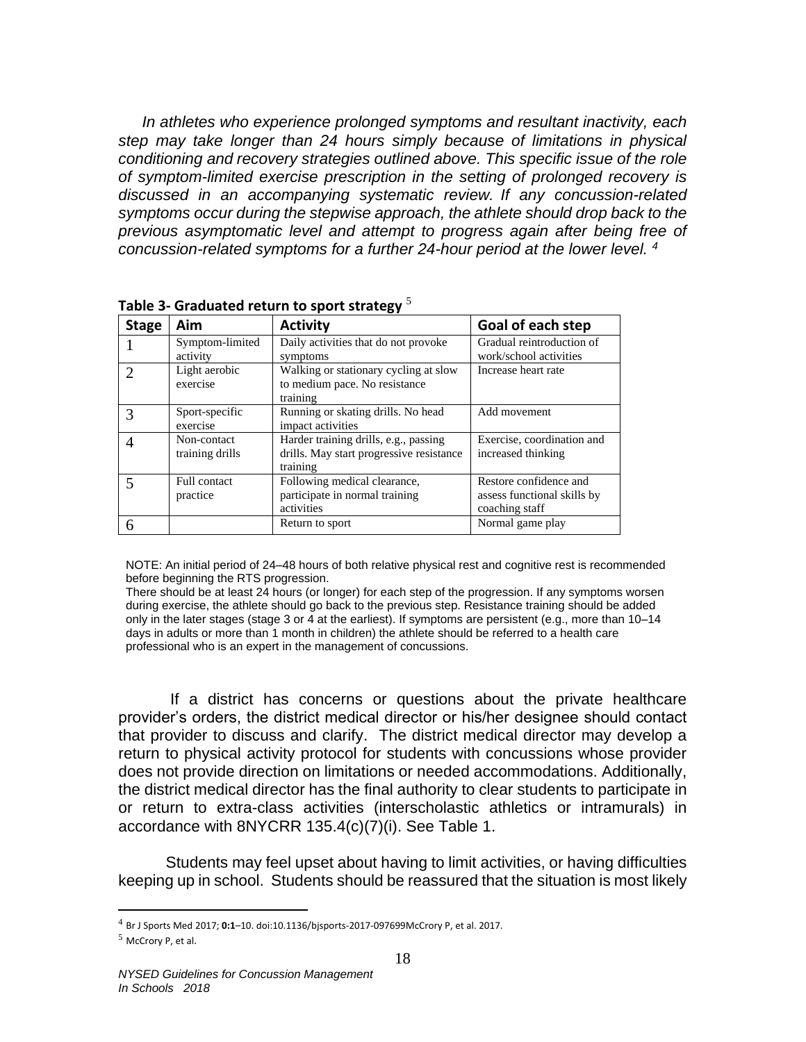*In athletes who experience prolonged symptoms and resultant inactivity, each step may take longer than 24 hours simply because of limitations in physical conditioning and recovery strategies outlined above. This specific issue of the role of symptom-limited exercise prescription in the setting of prolonged recovery is discussed in an accompanying systematic review. If any concussion-related symptoms occur during the stepwise approach, the athlete should drop back to the previous asymptomatic level and attempt to progress again after being free of concussion-related symptoms for a further 24-hour period at the lower level.* [4]

**Table 3- Graduated return to sport strategy** [5]

| Stage | Aim | Activity | Goal of each step |
|---|---|---|---|
| 1 | Symptom-limited activity | Daily activities that do not provoke symptoms | Gradual reintroduction of work/school activities |
| 2 | Light aerobic exercise | Walking or stationary cycling at slow to medium pace. No resistance training | Increase heart rate |
| 3 | Sport-specific exercise | Running or skating drills. No head impact activities | Add movement |
| 4 | Non-contact training drills | Harder training drills, e.g., passing drills. May start progressive resistance training | Exercise, coordination and increased thinking |
| 5 | Full contact practice | Following medical clearance, participate in normal training activities | Restore confidence and assess functional skills by coaching staff |
| 6 | | Return to sport | Normal game play |

NOTE: An initial period of 24–48 hours of both relative physical rest and cognitive rest is recommended before beginning the RTS progression.
There should be at least 24 hours (or longer) for each step of the progression. If any symptoms worsen during exercise, the athlete should go back to the previous step. Resistance training should be added only in the later stages (stage 3 or 4 at the earliest). If symptoms are persistent (e.g., more than 10–14 days in adults or more than 1 month in children) the athlete should be referred to a health care professional who is an expert in the management of concussions.

If a district has concerns or questions about the private healthcare provider's orders, the district medical director or his/her designee should contact that provider to discuss and clarify. The district medical director may develop a return to physical activity protocol for students with concussions whose provider does not provide direction on limitations or needed accommodations. Additionally, the district medical director has the final authority to clear students to participate in or return to extra-class activities (interscholastic athletics or intramurals) in accordance with 8NYCRR 135.4(c)(7)(i). See Table 1.

Students may feel upset about having to limit activities, or having difficulties keeping up in school. Students should be reassured that the situation is most likely

---

[4] Br J Sports Med 2017; **0:1**–10. doi:10.1136/bjsports-2017-097699McCrory P, et al. 2017.

[5] McCrory P, et al.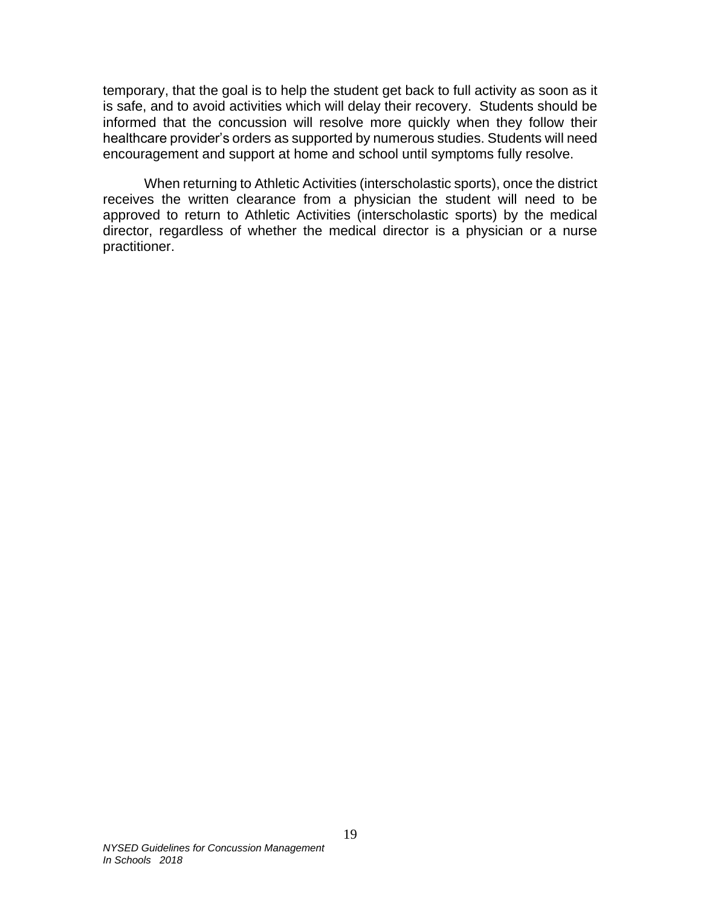temporary, that the goal is to help the student get back to full activity as soon as it is safe, and to avoid activities which will delay their recovery. Students should be informed that the concussion will resolve more quickly when they follow their healthcare provider's orders as supported by numerous studies. Students will need encouragement and support at home and school until symptoms fully resolve.

When returning to Athletic Activities (interscholastic sports), once the district receives the written clearance from a physician the student will need to be approved to return to Athletic Activities (interscholastic sports) by the medical director, regardless of whether the medical director is a physician or a nurse practitioner.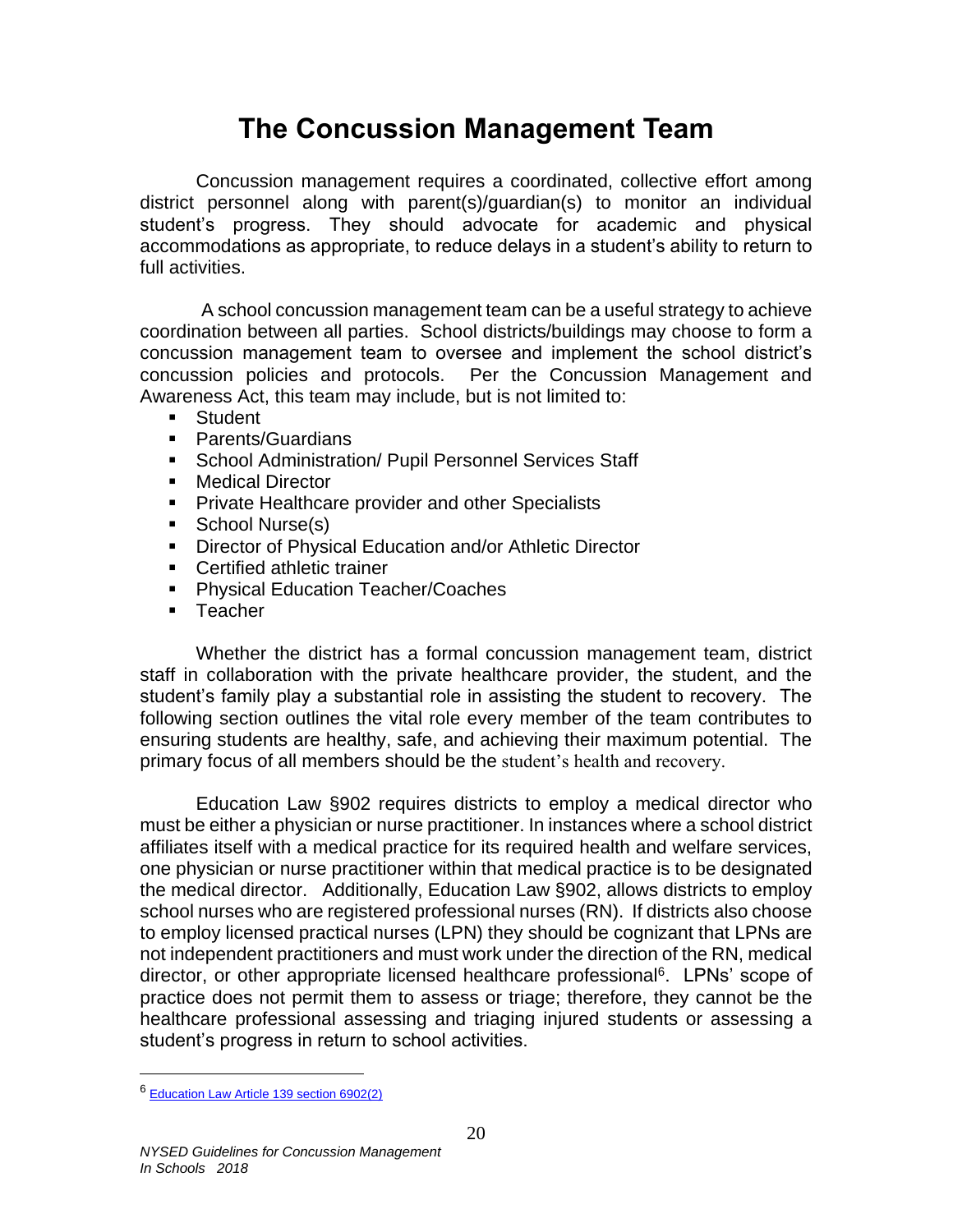# The Concussion Management Team

Concussion management requires a coordinated, collective effort among district personnel along with parent(s)/guardian(s) to monitor an individual student's progress. They should advocate for academic and physical accommodations as appropriate, to reduce delays in a student's ability to return to full activities.

A school concussion management team can be a useful strategy to achieve coordination between all parties. School districts/buildings may choose to form a concussion management team to oversee and implement the school district's concussion policies and protocols. Per the Concussion Management and Awareness Act, this team may include, but is not limited to:

- Student
- Parents/Guardians
- School Administration/ Pupil Personnel Services Staff
- Medical Director
- Private Healthcare provider and other Specialists
- School Nurse(s)
- Director of Physical Education and/or Athletic Director
- Certified athletic trainer
- Physical Education Teacher/Coaches
- Teacher

Whether the district has a formal concussion management team, district staff in collaboration with the private healthcare provider, the student, and the student's family play a substantial role in assisting the student to recovery. The following section outlines the vital role every member of the team contributes to ensuring students are healthy, safe, and achieving their maximum potential. The primary focus of all members should be the student's health and recovery.

Education Law §902 requires districts to employ a medical director who must be either a physician or nurse practitioner. In instances where a school district affiliates itself with a medical practice for its required health and welfare services, one physician or nurse practitioner within that medical practice is to be designated the medical director. Additionally, Education Law §902, allows districts to employ school nurses who are registered professional nurses (RN). If districts also choose to employ licensed practical nurses (LPN) they should be cognizant that LPNs are not independent practitioners and must work under the direction of the RN, medical director, or other appropriate licensed healthcare professional[6]. LPNs' scope of practice does not permit them to assess or triage; therefore, they cannot be the healthcare professional assessing and triaging injured students or assessing a student's progress in return to school activities.

[6] Education Law Article 139 section 6902(2)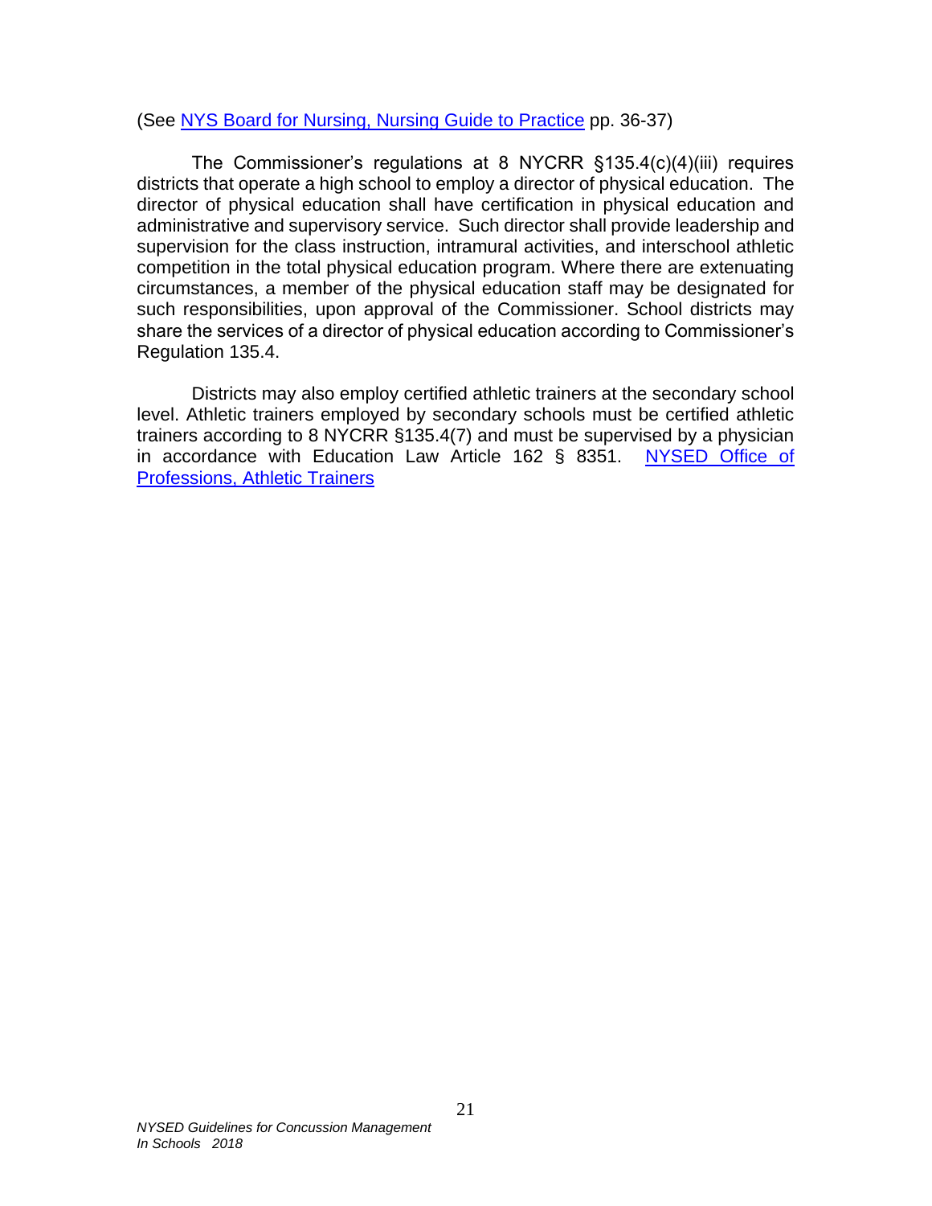(See [NYS Board for Nursing, Nursing Guide to Practice] pp. 36-37)

The Commissioner's regulations at 8 NYCRR §135.4(c)(4)(iii) requires districts that operate a high school to employ a director of physical education. The director of physical education shall have certification in physical education and administrative and supervisory service. Such director shall provide leadership and supervision for the class instruction, intramural activities, and interschool athletic competition in the total physical education program. Where there are extenuating circumstances, a member of the physical education staff may be designated for such responsibilities, upon approval of the Commissioner. School districts may share the services of a director of physical education according to Commissioner's Regulation 135.4.

Districts may also employ certified athletic trainers at the secondary school level. Athletic trainers employed by secondary schools must be certified athletic trainers according to 8 NYCRR §135.4(7) and must be supervised by a physician in accordance with Education Law Article 162 § 8351. [NYSED Office of Professions, Athletic Trainers]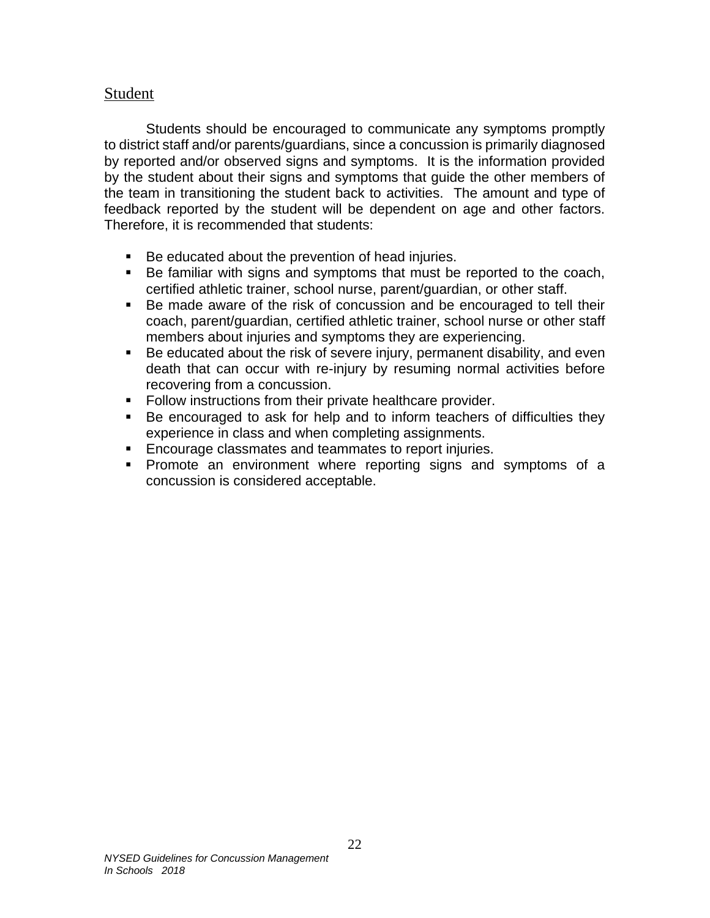## Student

Students should be encouraged to communicate any symptoms promptly to district staff and/or parents/guardians, since a concussion is primarily diagnosed by reported and/or observed signs and symptoms. It is the information provided by the student about their signs and symptoms that guide the other members of the team in transitioning the student back to activities. The amount and type of feedback reported by the student will be dependent on age and other factors. Therefore, it is recommended that students:

- Be educated about the prevention of head injuries.
- Be familiar with signs and symptoms that must be reported to the coach, certified athletic trainer, school nurse, parent/guardian, or other staff.
- Be made aware of the risk of concussion and be encouraged to tell their coach, parent/guardian, certified athletic trainer, school nurse or other staff members about injuries and symptoms they are experiencing.
- Be educated about the risk of severe injury, permanent disability, and even death that can occur with re-injury by resuming normal activities before recovering from a concussion.
- Follow instructions from their private healthcare provider.
- Be encouraged to ask for help and to inform teachers of difficulties they experience in class and when completing assignments.
- Encourage classmates and teammates to report injuries.
- Promote an environment where reporting signs and symptoms of a concussion is considered acceptable.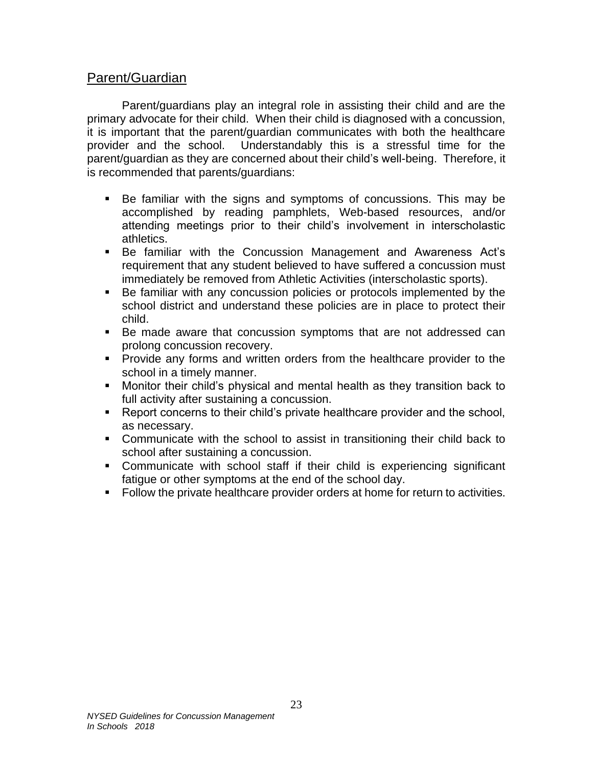## Parent/Guardian

Parent/guardians play an integral role in assisting their child and are the primary advocate for their child. When their child is diagnosed with a concussion, it is important that the parent/guardian communicates with both the healthcare provider and the school. Understandably this is a stressful time for the parent/guardian as they are concerned about their child's well-being. Therefore, it is recommended that parents/guardians:

- Be familiar with the signs and symptoms of concussions. This may be accomplished by reading pamphlets, Web-based resources, and/or attending meetings prior to their child's involvement in interscholastic athletics.
- Be familiar with the Concussion Management and Awareness Act's requirement that any student believed to have suffered a concussion must immediately be removed from Athletic Activities (interscholastic sports).
- Be familiar with any concussion policies or protocols implemented by the school district and understand these policies are in place to protect their child.
- Be made aware that concussion symptoms that are not addressed can prolong concussion recovery.
- Provide any forms and written orders from the healthcare provider to the school in a timely manner.
- Monitor their child's physical and mental health as they transition back to full activity after sustaining a concussion.
- Report concerns to their child's private healthcare provider and the school, as necessary.
- Communicate with the school to assist in transitioning their child back to school after sustaining a concussion.
- Communicate with school staff if their child is experiencing significant fatigue or other symptoms at the end of the school day.
- Follow the private healthcare provider orders at home for return to activities.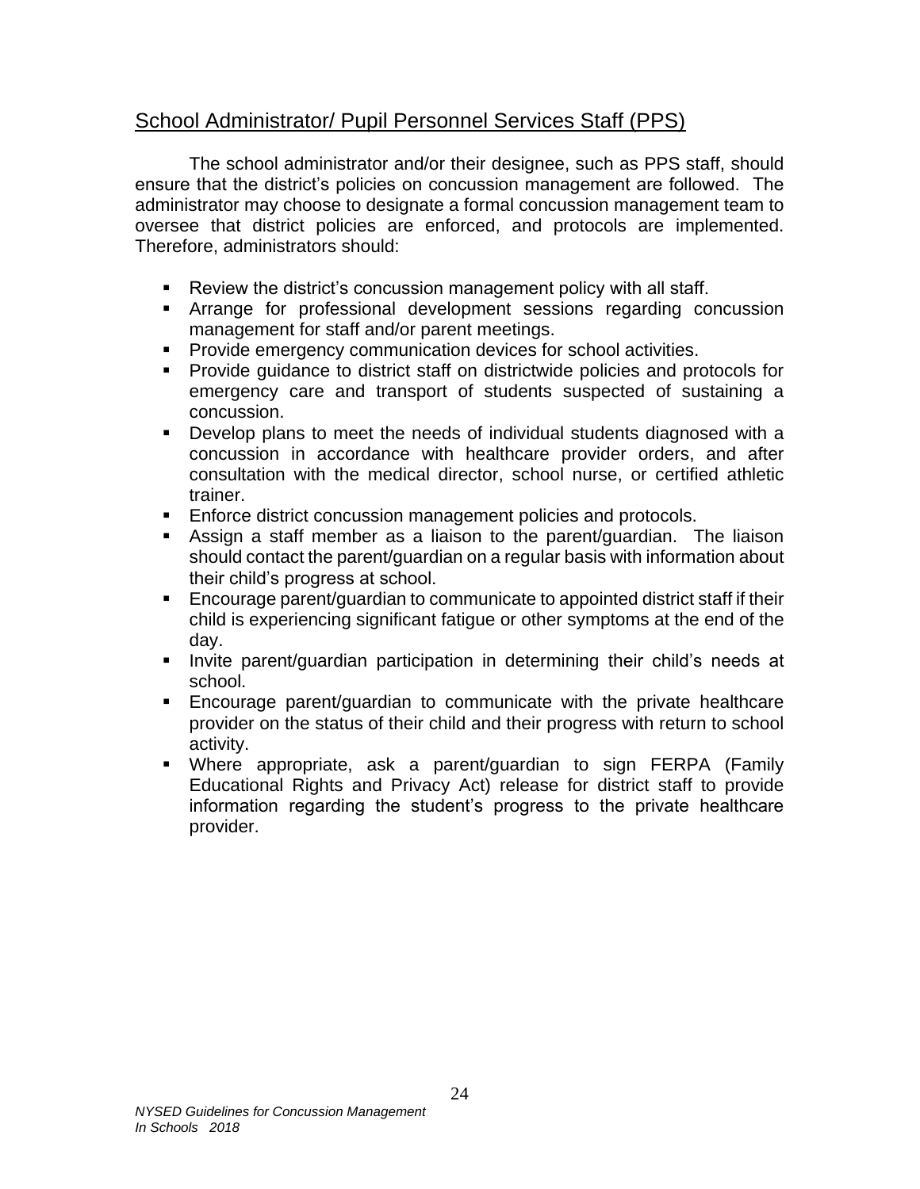## School Administrator/ Pupil Personnel Services Staff (PPS)

The school administrator and/or their designee, such as PPS staff, should ensure that the district's policies on concussion management are followed. The administrator may choose to designate a formal concussion management team to oversee that district policies are enforced, and protocols are implemented. Therefore, administrators should:

- Review the district's concussion management policy with all staff.
- Arrange for professional development sessions regarding concussion management for staff and/or parent meetings.
- Provide emergency communication devices for school activities.
- Provide guidance to district staff on districtwide policies and protocols for emergency care and transport of students suspected of sustaining a concussion.
- Develop plans to meet the needs of individual students diagnosed with a concussion in accordance with healthcare provider orders, and after consultation with the medical director, school nurse, or certified athletic trainer.
- Enforce district concussion management policies and protocols.
- Assign a staff member as a liaison to the parent/guardian. The liaison should contact the parent/guardian on a regular basis with information about their child's progress at school.
- Encourage parent/guardian to communicate to appointed district staff if their child is experiencing significant fatigue or other symptoms at the end of the day.
- Invite parent/guardian participation in determining their child's needs at school.
- Encourage parent/guardian to communicate with the private healthcare provider on the status of their child and their progress with return to school activity.
- Where appropriate, ask a parent/guardian to sign FERPA (Family Educational Rights and Privacy Act) release for district staff to provide information regarding the student's progress to the private healthcare provider.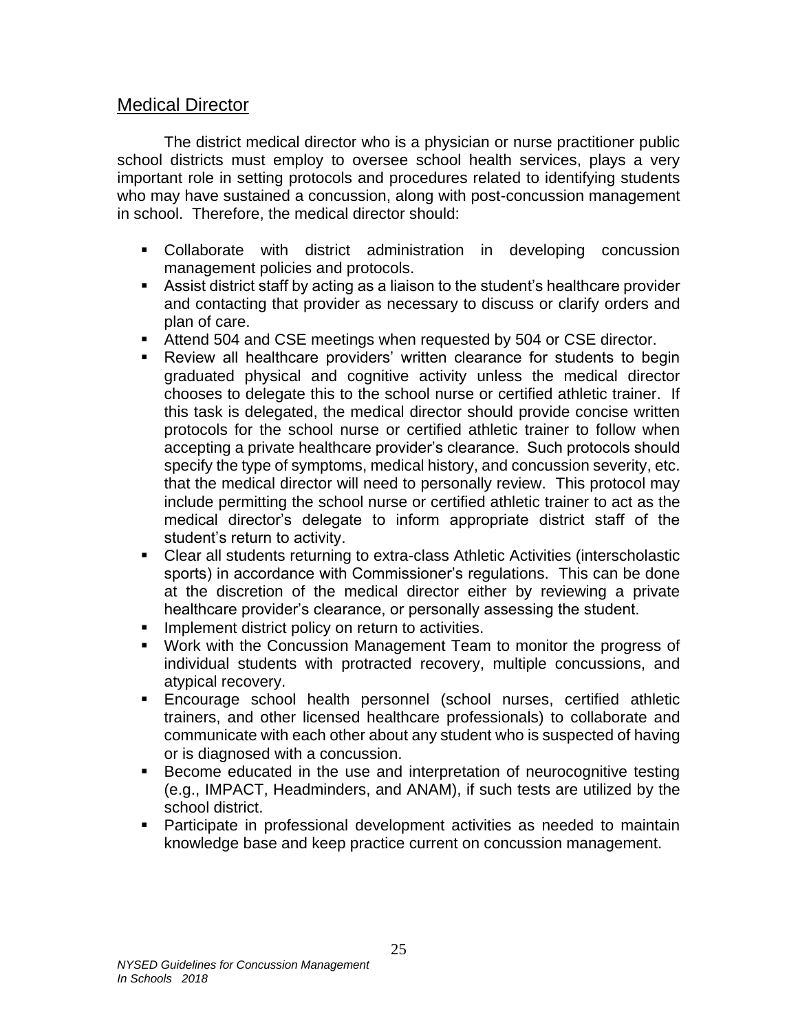## Medical Director

The district medical director who is a physician or nurse practitioner public school districts must employ to oversee school health services, plays a very important role in setting protocols and procedures related to identifying students who may have sustained a concussion, along with post-concussion management in school. Therefore, the medical director should:

- Collaborate with district administration in developing concussion management policies and protocols.
- Assist district staff by acting as a liaison to the student's healthcare provider and contacting that provider as necessary to discuss or clarify orders and plan of care.
- Attend 504 and CSE meetings when requested by 504 or CSE director.
- Review all healthcare providers' written clearance for students to begin graduated physical and cognitive activity unless the medical director chooses to delegate this to the school nurse or certified athletic trainer. If this task is delegated, the medical director should provide concise written protocols for the school nurse or certified athletic trainer to follow when accepting a private healthcare provider's clearance. Such protocols should specify the type of symptoms, medical history, and concussion severity, etc. that the medical director will need to personally review. This protocol may include permitting the school nurse or certified athletic trainer to act as the medical director's delegate to inform appropriate district staff of the student's return to activity.
- Clear all students returning to extra-class Athletic Activities (interscholastic sports) in accordance with Commissioner's regulations. This can be done at the discretion of the medical director either by reviewing a private healthcare provider's clearance, or personally assessing the student.
- Implement district policy on return to activities.
- Work with the Concussion Management Team to monitor the progress of individual students with protracted recovery, multiple concussions, and atypical recovery.
- Encourage school health personnel (school nurses, certified athletic trainers, and other licensed healthcare professionals) to collaborate and communicate with each other about any student who is suspected of having or is diagnosed with a concussion.
- Become educated in the use and interpretation of neurocognitive testing (e.g., IMPACT, Headminders, and ANAM), if such tests are utilized by the school district.
- Participate in professional development activities as needed to maintain knowledge base and keep practice current on concussion management.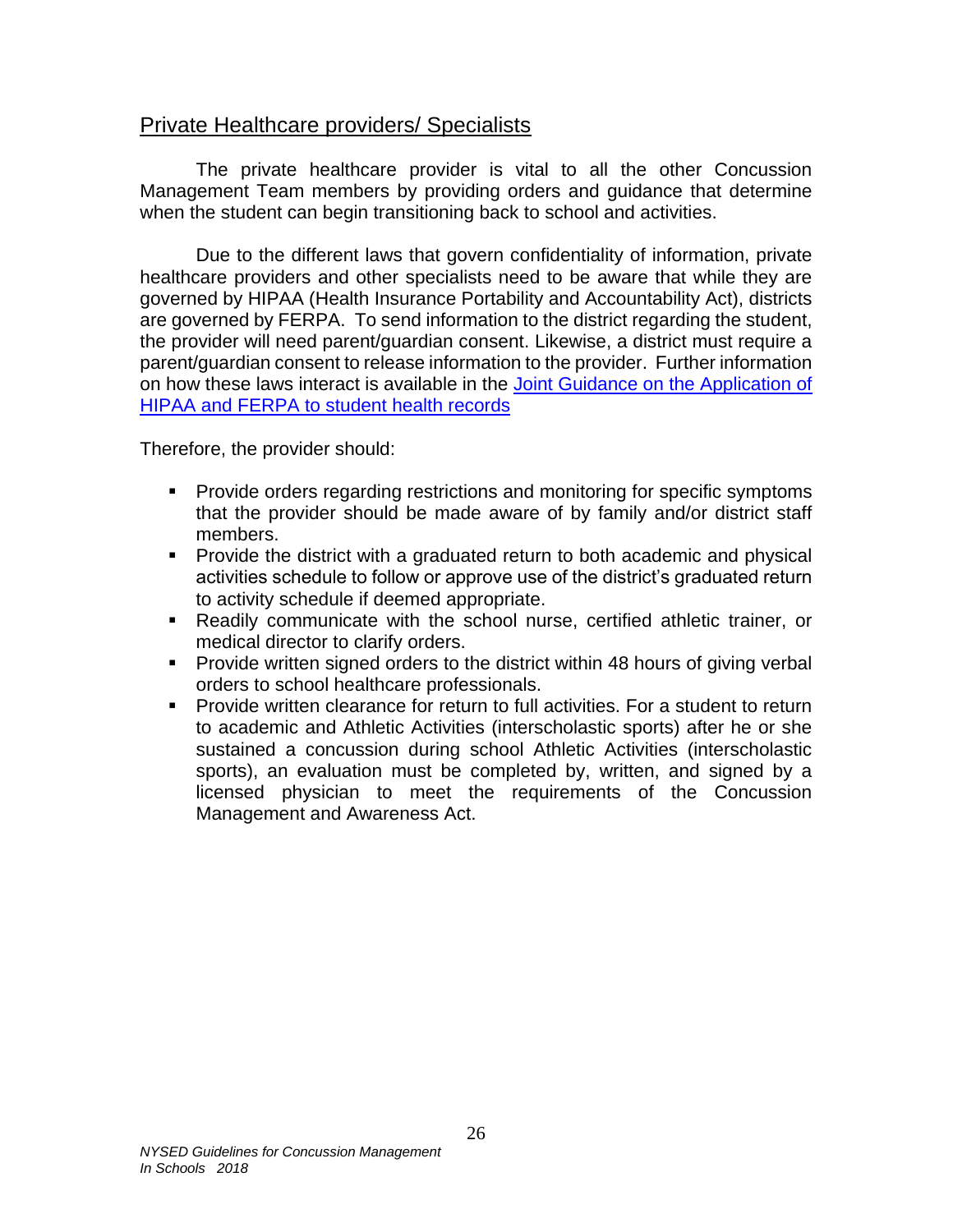## Private Healthcare providers/ Specialists

The private healthcare provider is vital to all the other Concussion Management Team members by providing orders and guidance that determine when the student can begin transitioning back to school and activities.

Due to the different laws that govern confidentiality of information, private healthcare providers and other specialists need to be aware that while they are governed by HIPAA (Health Insurance Portability and Accountability Act), districts are governed by FERPA. To send information to the district regarding the student, the provider will need parent/guardian consent. Likewise, a district must require a parent/guardian consent to release information to the provider. Further information on how these laws interact is available in the [Joint Guidance on the Application of HIPAA and FERPA to student health records]

Therefore, the provider should:

- Provide orders regarding restrictions and monitoring for specific symptoms that the provider should be made aware of by family and/or district staff members.
- Provide the district with a graduated return to both academic and physical activities schedule to follow or approve use of the district's graduated return to activity schedule if deemed appropriate.
- Readily communicate with the school nurse, certified athletic trainer, or medical director to clarify orders.
- Provide written signed orders to the district within 48 hours of giving verbal orders to school healthcare professionals.
- Provide written clearance for return to full activities. For a student to return to academic and Athletic Activities (interscholastic sports) after he or she sustained a concussion during school Athletic Activities (interscholastic sports), an evaluation must be completed by, written, and signed by a licensed physician to meet the requirements of the Concussion Management and Awareness Act.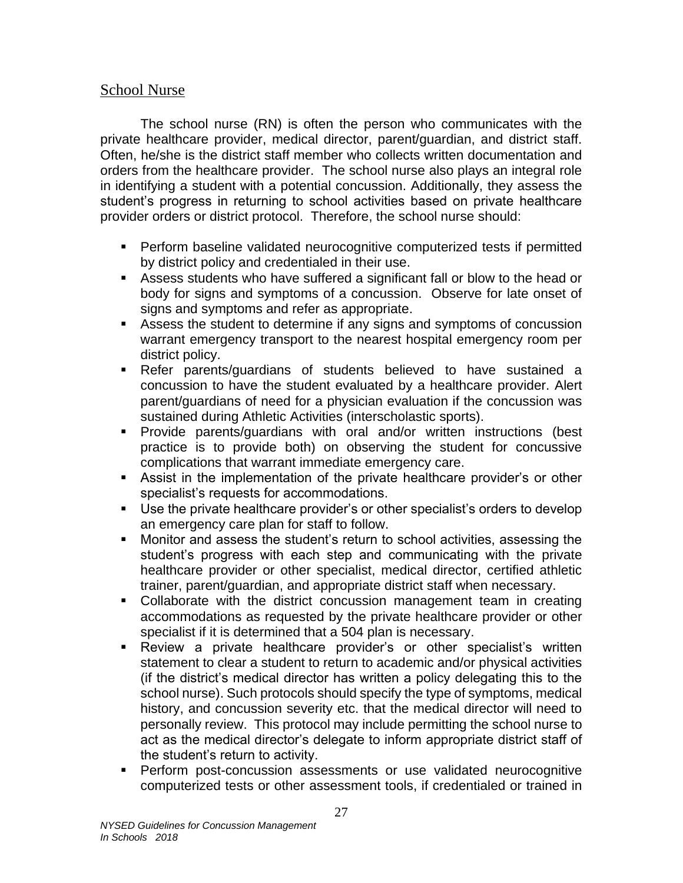## School Nurse

The school nurse (RN) is often the person who communicates with the private healthcare provider, medical director, parent/guardian, and district staff. Often, he/she is the district staff member who collects written documentation and orders from the healthcare provider. The school nurse also plays an integral role in identifying a student with a potential concussion. Additionally, they assess the student's progress in returning to school activities based on private healthcare provider orders or district protocol. Therefore, the school nurse should:

- Perform baseline validated neurocognitive computerized tests if permitted by district policy and credentialed in their use.
- Assess students who have suffered a significant fall or blow to the head or body for signs and symptoms of a concussion. Observe for late onset of signs and symptoms and refer as appropriate.
- Assess the student to determine if any signs and symptoms of concussion warrant emergency transport to the nearest hospital emergency room per district policy.
- Refer parents/guardians of students believed to have sustained a concussion to have the student evaluated by a healthcare provider. Alert parent/guardians of need for a physician evaluation if the concussion was sustained during Athletic Activities (interscholastic sports).
- Provide parents/guardians with oral and/or written instructions (best practice is to provide both) on observing the student for concussive complications that warrant immediate emergency care.
- Assist in the implementation of the private healthcare provider's or other specialist's requests for accommodations.
- Use the private healthcare provider's or other specialist's orders to develop an emergency care plan for staff to follow.
- Monitor and assess the student's return to school activities, assessing the student's progress with each step and communicating with the private healthcare provider or other specialist, medical director, certified athletic trainer, parent/guardian, and appropriate district staff when necessary.
- Collaborate with the district concussion management team in creating accommodations as requested by the private healthcare provider or other specialist if it is determined that a 504 plan is necessary.
- Review a private healthcare provider's or other specialist's written statement to clear a student to return to academic and/or physical activities (if the district's medical director has written a policy delegating this to the school nurse). Such protocols should specify the type of symptoms, medical history, and concussion severity etc. that the medical director will need to personally review. This protocol may include permitting the school nurse to act as the medical director's delegate to inform appropriate district staff of the student's return to activity.
- Perform post-concussion assessments or use validated neurocognitive computerized tests or other assessment tools, if credentialed or trained in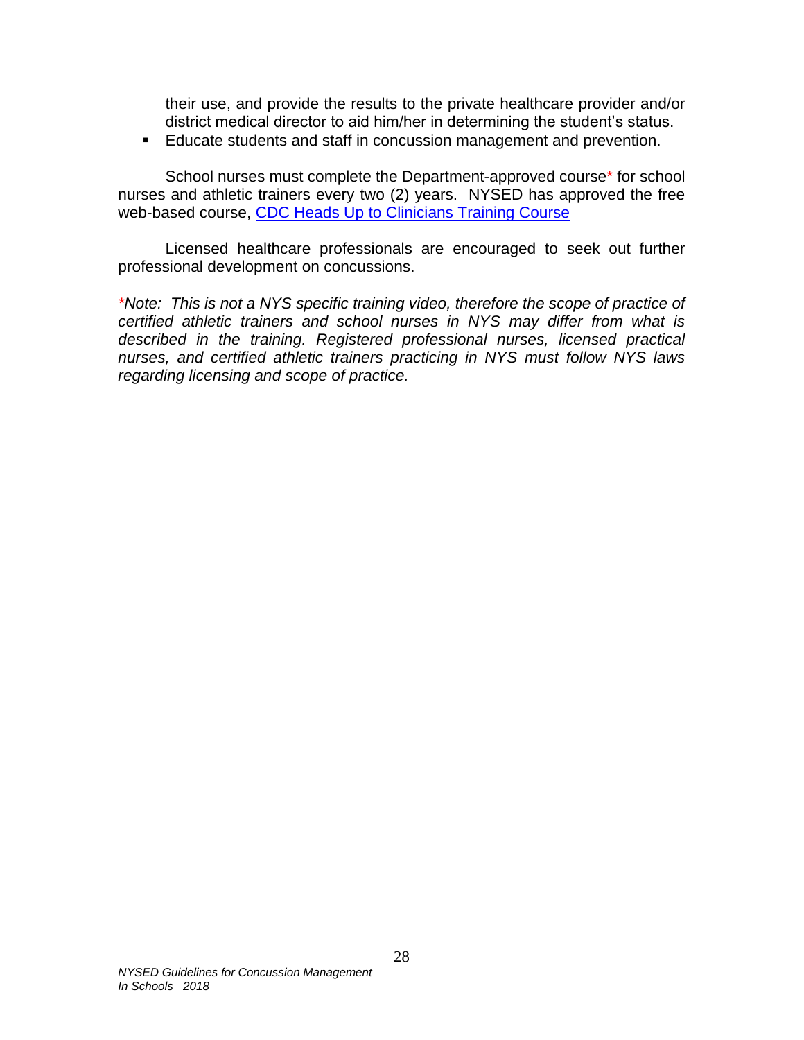their use, and provide the results to the private healthcare provider and/or district medical director to aid him/her in determining the student's status.

- Educate students and staff in concussion management and prevention.

School nurses must complete the Department-approved course* for school nurses and athletic trainers every two (2) years. NYSED has approved the free web-based course, [CDC Heads Up to Clinicians Training Course]()

Licensed healthcare professionals are encouraged to seek out further professional development on concussions.

**Note: This is not a NYS specific training video, therefore the scope of practice of certified athletic trainers and school nurses in NYS may differ from what is described in the training. Registered professional nurses, licensed practical nurses, and certified athletic trainers practicing in NYS must follow NYS laws regarding licensing and scope of practice.*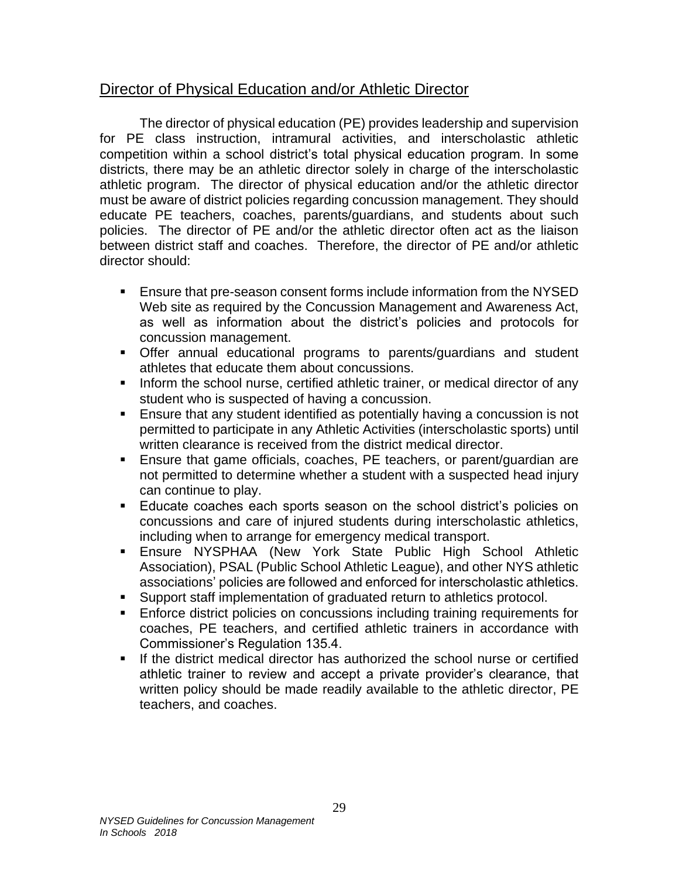## Director of Physical Education and/or Athletic Director

The director of physical education (PE) provides leadership and supervision for PE class instruction, intramural activities, and interscholastic athletic competition within a school district's total physical education program. In some districts, there may be an athletic director solely in charge of the interscholastic athletic program. The director of physical education and/or the athletic director must be aware of district policies regarding concussion management. They should educate PE teachers, coaches, parents/guardians, and students about such policies. The director of PE and/or the athletic director often act as the liaison between district staff and coaches. Therefore, the director of PE and/or athletic director should:

- Ensure that pre-season consent forms include information from the NYSED Web site as required by the Concussion Management and Awareness Act, as well as information about the district's policies and protocols for concussion management.
- Offer annual educational programs to parents/guardians and student athletes that educate them about concussions.
- Inform the school nurse, certified athletic trainer, or medical director of any student who is suspected of having a concussion.
- Ensure that any student identified as potentially having a concussion is not permitted to participate in any Athletic Activities (interscholastic sports) until written clearance is received from the district medical director.
- Ensure that game officials, coaches, PE teachers, or parent/guardian are not permitted to determine whether a student with a suspected head injury can continue to play.
- Educate coaches each sports season on the school district's policies on concussions and care of injured students during interscholastic athletics, including when to arrange for emergency medical transport.
- Ensure NYSPHAA (New York State Public High School Athletic Association), PSAL (Public School Athletic League), and other NYS athletic associations' policies are followed and enforced for interscholastic athletics.
- Support staff implementation of graduated return to athletics protocol.
- Enforce district policies on concussions including training requirements for coaches, PE teachers, and certified athletic trainers in accordance with Commissioner's Regulation 135.4.
- If the district medical director has authorized the school nurse or certified athletic trainer to review and accept a private provider's clearance, that written policy should be made readily available to the athletic director, PE teachers, and coaches.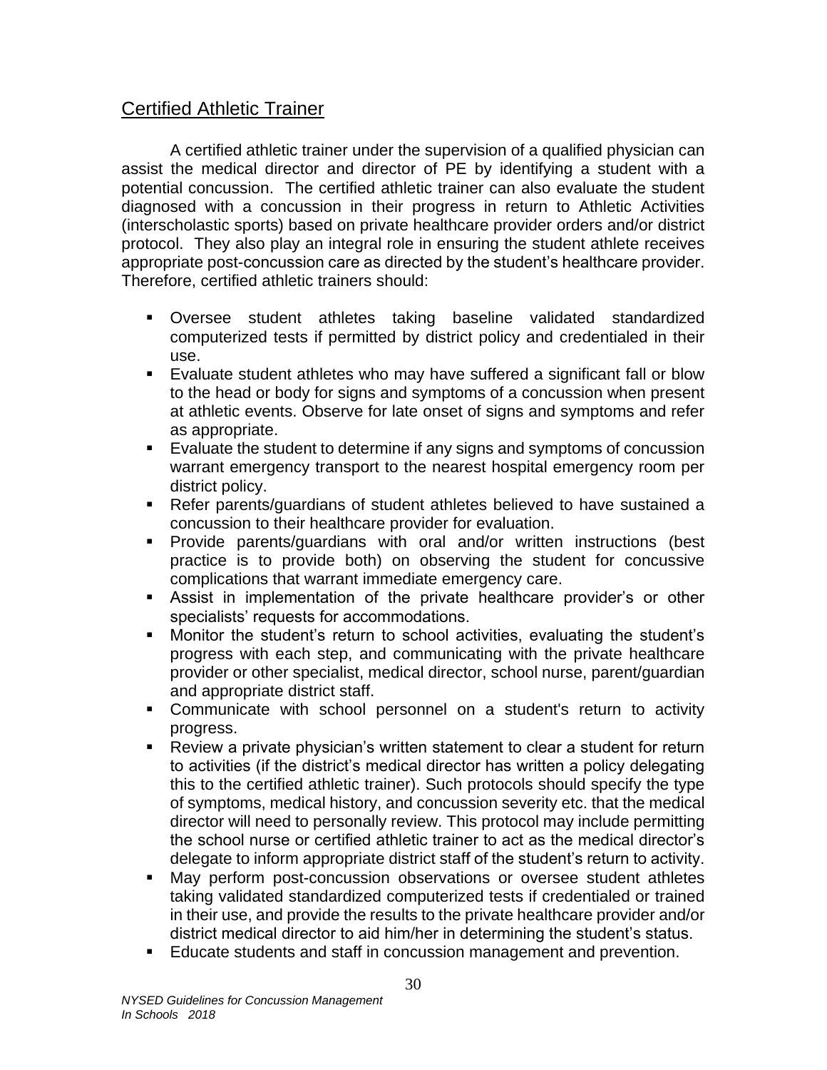## Certified Athletic Trainer

A certified athletic trainer under the supervision of a qualified physician can assist the medical director and director of PE by identifying a student with a potential concussion. The certified athletic trainer can also evaluate the student diagnosed with a concussion in their progress in return to Athletic Activities (interscholastic sports) based on private healthcare provider orders and/or district protocol. They also play an integral role in ensuring the student athlete receives appropriate post-concussion care as directed by the student's healthcare provider. Therefore, certified athletic trainers should:

- Oversee student athletes taking baseline validated standardized computerized tests if permitted by district policy and credentialed in their use.
- Evaluate student athletes who may have suffered a significant fall or blow to the head or body for signs and symptoms of a concussion when present at athletic events. Observe for late onset of signs and symptoms and refer as appropriate.
- Evaluate the student to determine if any signs and symptoms of concussion warrant emergency transport to the nearest hospital emergency room per district policy.
- Refer parents/guardians of student athletes believed to have sustained a concussion to their healthcare provider for evaluation.
- Provide parents/guardians with oral and/or written instructions (best practice is to provide both) on observing the student for concussive complications that warrant immediate emergency care.
- Assist in implementation of the private healthcare provider's or other specialists' requests for accommodations.
- Monitor the student's return to school activities, evaluating the student's progress with each step, and communicating with the private healthcare provider or other specialist, medical director, school nurse, parent/guardian and appropriate district staff.
- Communicate with school personnel on a student's return to activity progress.
- Review a private physician's written statement to clear a student for return to activities (if the district's medical director has written a policy delegating this to the certified athletic trainer). Such protocols should specify the type of symptoms, medical history, and concussion severity etc. that the medical director will need to personally review. This protocol may include permitting the school nurse or certified athletic trainer to act as the medical director's delegate to inform appropriate district staff of the student's return to activity.
- May perform post-concussion observations or oversee student athletes taking validated standardized computerized tests if credentialed or trained in their use, and provide the results to the private healthcare provider and/or district medical director to aid him/her in determining the student's status.
- Educate students and staff in concussion management and prevention.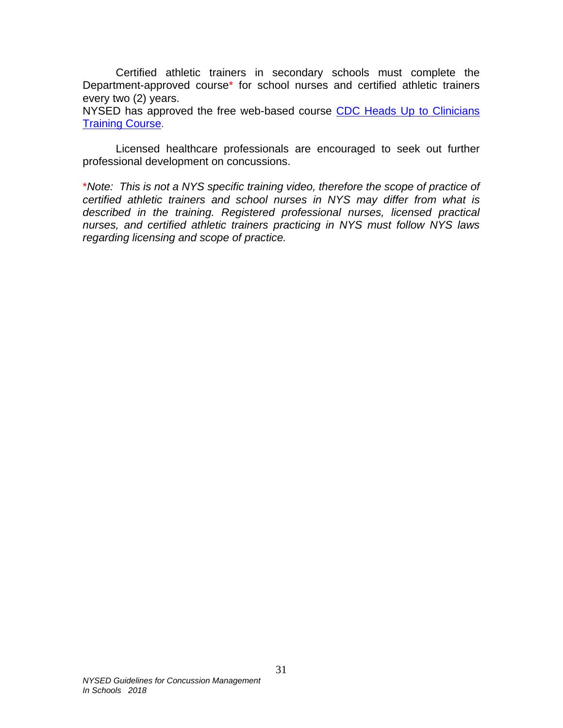Certified athletic trainers in secondary schools must complete the Department-approved course* for school nurses and certified athletic trainers every two (2) years.
NYSED has approved the free web-based course [CDC Heads Up to Clinicians Training Course](#).

Licensed healthcare professionals are encouraged to seek out further professional development on concussions.

**Note:** *This is not a NYS specific training video, therefore the scope of practice of certified athletic trainers and school nurses in NYS may differ from what is described in the training. Registered professional nurses, licensed practical nurses, and certified athletic trainers practicing in NYS must follow NYS laws regarding licensing and scope of practice.*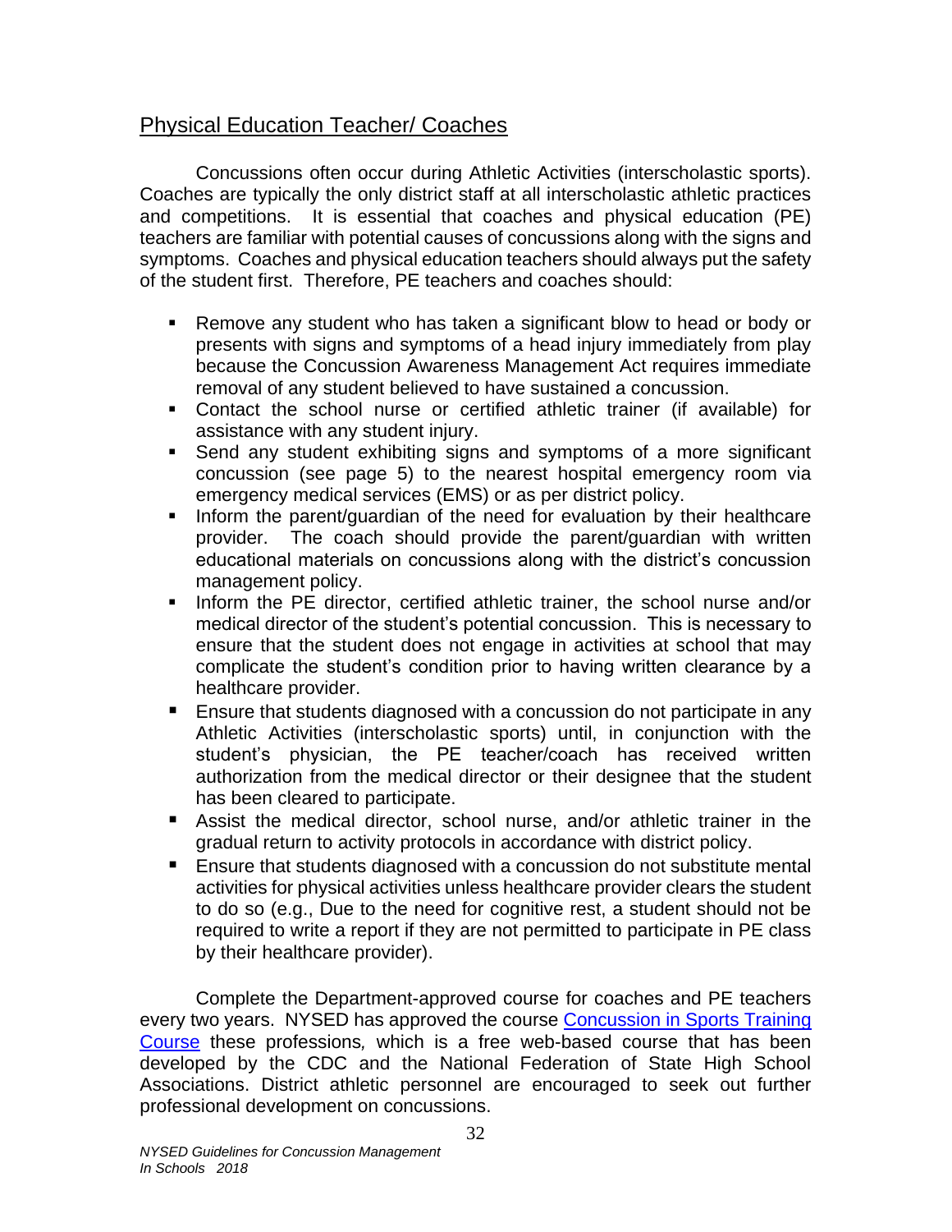## Physical Education Teacher/ Coaches

Concussions often occur during Athletic Activities (interscholastic sports). Coaches are typically the only district staff at all interscholastic athletic practices and competitions. It is essential that coaches and physical education (PE) teachers are familiar with potential causes of concussions along with the signs and symptoms. Coaches and physical education teachers should always put the safety of the student first. Therefore, PE teachers and coaches should:

- Remove any student who has taken a significant blow to head or body or presents with signs and symptoms of a head injury immediately from play because the Concussion Awareness Management Act requires immediate removal of any student believed to have sustained a concussion.
- Contact the school nurse or certified athletic trainer (if available) for assistance with any student injury.
- Send any student exhibiting signs and symptoms of a more significant concussion (see page 5) to the nearest hospital emergency room via emergency medical services (EMS) or as per district policy.
- Inform the parent/guardian of the need for evaluation by their healthcare provider. The coach should provide the parent/guardian with written educational materials on concussions along with the district's concussion management policy.
- Inform the PE director, certified athletic trainer, the school nurse and/or medical director of the student's potential concussion. This is necessary to ensure that the student does not engage in activities at school that may complicate the student's condition prior to having written clearance by a healthcare provider.
- Ensure that students diagnosed with a concussion do not participate in any Athletic Activities (interscholastic sports) until, in conjunction with the student's physician, the PE teacher/coach has received written authorization from the medical director or their designee that the student has been cleared to participate.
- Assist the medical director, school nurse, and/or athletic trainer in the gradual return to activity protocols in accordance with district policy.
- Ensure that students diagnosed with a concussion do not substitute mental activities for physical activities unless healthcare provider clears the student to do so (e.g., Due to the need for cognitive rest, a student should not be required to write a report if they are not permitted to participate in PE class by their healthcare provider).

Complete the Department-approved course for coaches and PE teachers every two years. NYSED has approved the course [Concussion in Sports Training Course] these professions*,* which is a free web-based course that has been developed by the CDC and the National Federation of State High School Associations. District athletic personnel are encouraged to seek out further professional development on concussions.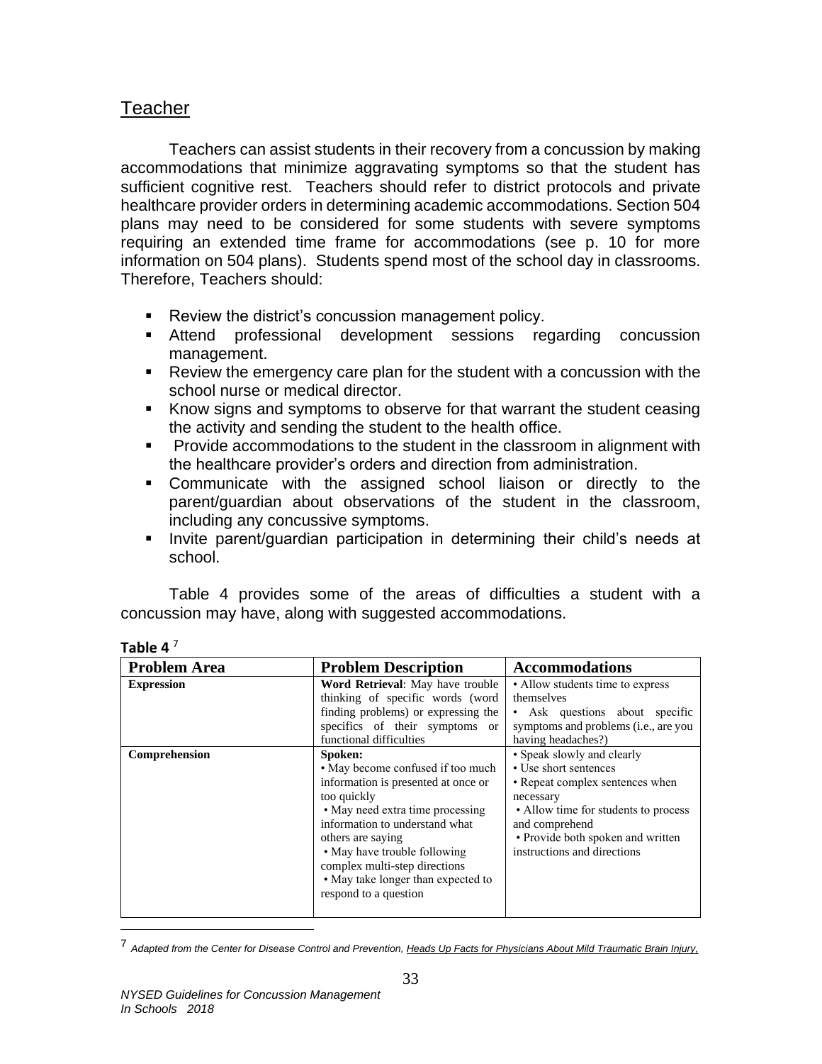## Teacher

Teachers can assist students in their recovery from a concussion by making accommodations that minimize aggravating symptoms so that the student has sufficient cognitive rest. Teachers should refer to district protocols and private healthcare provider orders in determining academic accommodations. Section 504 plans may need to be considered for some students with severe symptoms requiring an extended time frame for accommodations (see p. 10 for more information on 504 plans). Students spend most of the school day in classrooms. Therefore, Teachers should:

- Review the district's concussion management policy.
- Attend professional development sessions regarding concussion management.
- Review the emergency care plan for the student with a concussion with the school nurse or medical director.
- Know signs and symptoms to observe for that warrant the student ceasing the activity and sending the student to the health office.
- Provide accommodations to the student in the classroom in alignment with the healthcare provider's orders and direction from administration.
- Communicate with the assigned school liaison or directly to the parent/guardian about observations of the student in the classroom, including any concussive symptoms.
- Invite parent/guardian participation in determining their child's needs at school.

Table 4 provides some of the areas of difficulties a student with a concussion may have, along with suggested accommodations.

**Table 4** [7]

| Problem Area | Problem Description | Accommodations |
|---|---|---|
| **Expression** | **Word Retrieval**: May have trouble thinking of specific words (word finding problems) or expressing the specifics of their symptoms or functional difficulties | • Allow students time to express themselves<br>• Ask questions about specific symptoms and problems (i.e., are you having headaches?) |
| **Comprehension** | **Spoken:**<br>• May become confused if too much information is presented at once or too quickly<br>• May need extra time processing information to understand what others are saying<br>• May have trouble following complex multi-step directions<br>• May take longer than expected to respond to a question | • Speak slowly and clearly<br>• Use short sentences<br>• Repeat complex sentences when necessary<br>• Allow time for students to process and comprehend<br>• Provide both spoken and written instructions and directions |

[7] *Adapted from the Center for Disease Control and Prevention, Heads Up Facts for Physicians About Mild Traumatic Brain Injury,*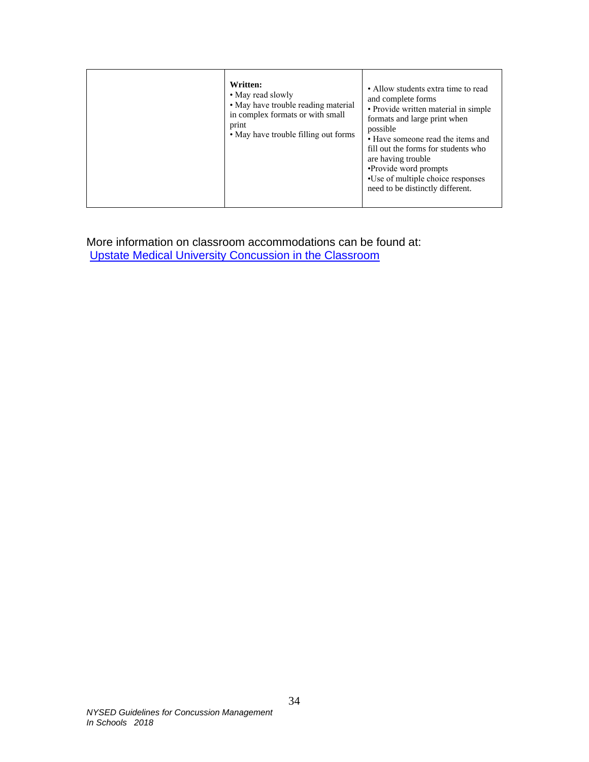| | | |
|---|---|---|
| | **Written:**<br>• May read slowly<br>• May have trouble reading material in complex formats or with small print<br>• May have trouble filling out forms | • Allow students extra time to read and complete forms<br>• Provide written material in simple formats and large print when possible<br>• Have someone read the items and fill out the forms for students who are having trouble<br>•Provide word prompts<br>•Use of multiple choice responses need to be distinctly different. |

More information on classroom accommodations can be found at:
[Upstate Medical University Concussion in the Classroom]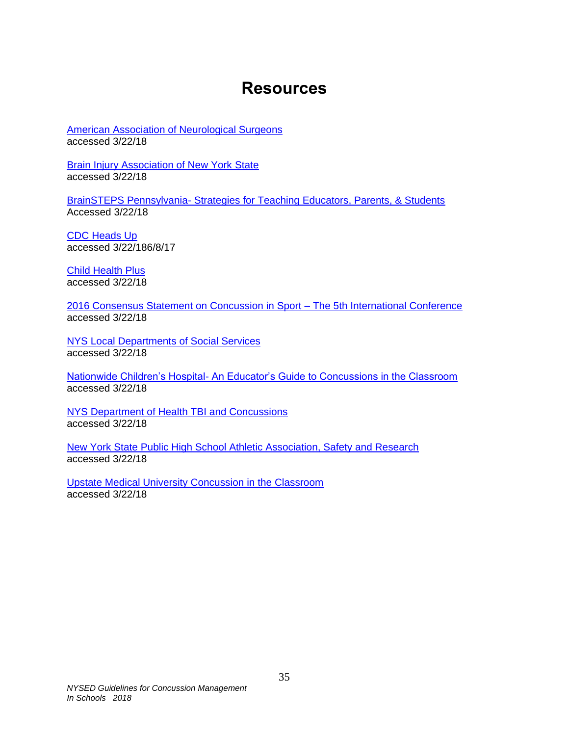# Resources

American Association of Neurological Surgeons
accessed 3/22/18

Brain Injury Association of New York State
accessed 3/22/18

BrainSTEPS Pennsylvania- Strategies for Teaching Educators, Parents, & Students
Accessed 3/22/18

CDC Heads Up
accessed 3/22/186/8/17

Child Health Plus
accessed 3/22/18

2016 Consensus Statement on Concussion in Sport – The 5th International Conference
accessed 3/22/18

NYS Local Departments of Social Services
accessed 3/22/18

Nationwide Children's Hospital- An Educator's Guide to Concussions in the Classroom
accessed 3/22/18

NYS Department of Health TBI and Concussions
accessed 3/22/18

New York State Public High School Athletic Association, Safety and Research
accessed 3/22/18

Upstate Medical University Concussion in the Classroom
accessed 3/22/18